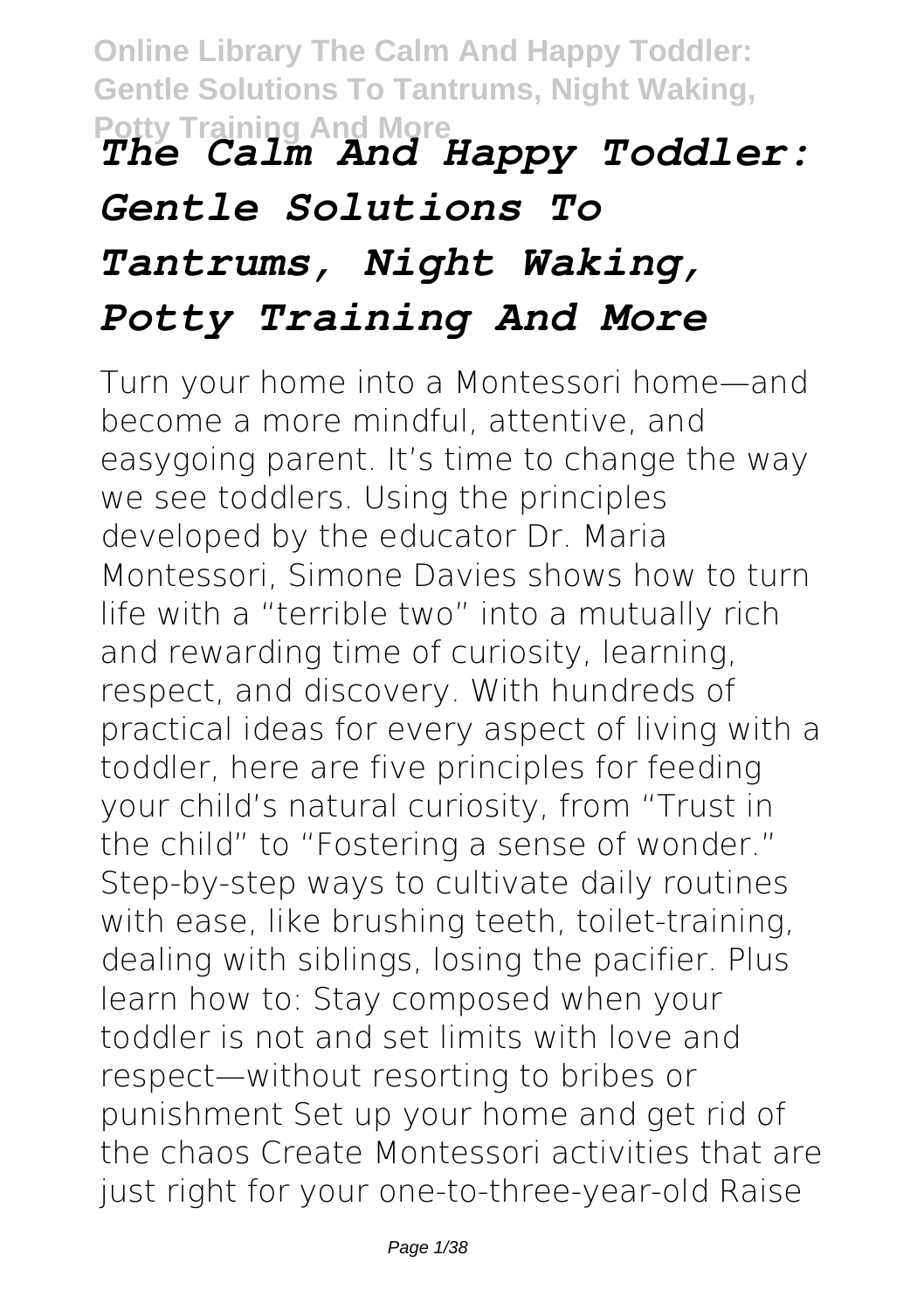# *The Calm And Happy Toddler: Gentle Solutions To Tantrums, Night Waking, Potty Training And More*

Turn your home into a Montessori home—and become a more mindful, attentive, and easygoing parent. It's time to change the way we see toddlers. Using the principles developed by the educator Dr. Maria Montessori, Simone Davies shows how to turn life with a "terrible two" into a mutually rich and rewarding time of curiosity, learning, respect, and discovery. With hundreds of practical ideas for every aspect of living with a toddler, here are five principles for feeding your child's natural curiosity, from "Trust in the child" to "Fostering a sense of wonder." Step-by-step ways to cultivate daily routines with ease, like brushing teeth, toilet-training, dealing with siblings, losing the pacifier. Plus learn how to: Stay composed when your toddler is not and set limits with love and respect—without resorting to bribes or punishment Set up your home and get rid of the chaos Create Montessori activities that are just right for your one-to-three-year-old Raise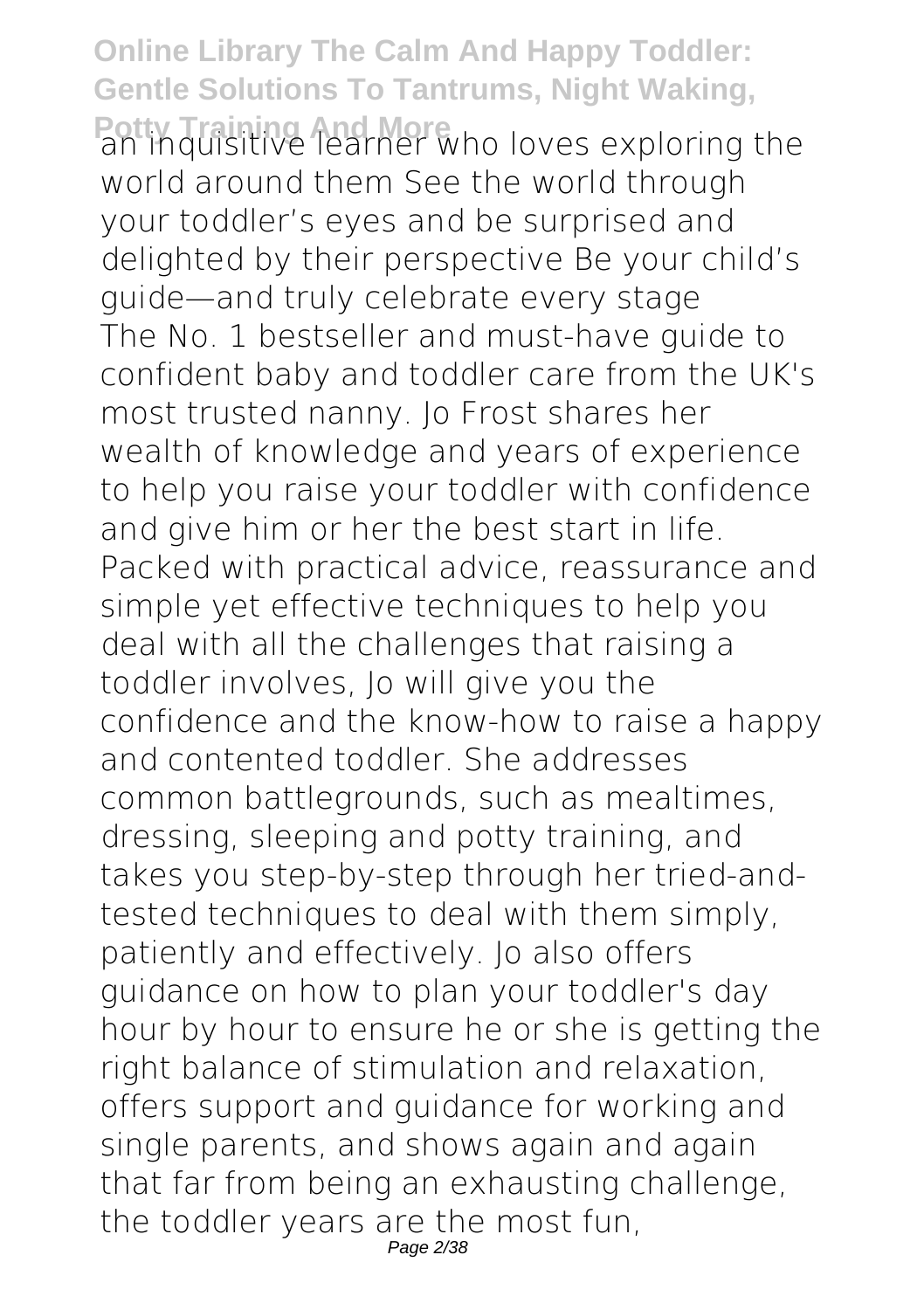an inquisitive learner who loves exploring the world around them See the world through your toddler's eyes and be surprised and delighted by their perspective Be your child's guide—and truly celebrate every stage

The No. 1 bestseller and must-have guide to confident baby and toddler care from the UK's most trusted nanny. Jo Frost shares her wealth of knowledge and years of experience to help you raise your toddler with confidence and give him or her the best start in life. Packed with practical advice, reassurance and simple yet effective techniques to help you deal with all the challenges that raising a toddler involves, Jo will give you the confidence and the know-how to raise a happy and contented toddler. She addresses common battlegrounds, such as mealtimes, dressing, sleeping and potty training, and takes you step-by-step through her tried-and-tested techniques to deal with them simply, patiently and effectively. Jo also offers guidance on how to plan your toddler's day hour by hour to ensure he or she is getting the right balance of stimulation and relaxation, offers support and guidance for working and single parents, and shows again and again that far from being an exhausting challenge, the toddler years are the most fun,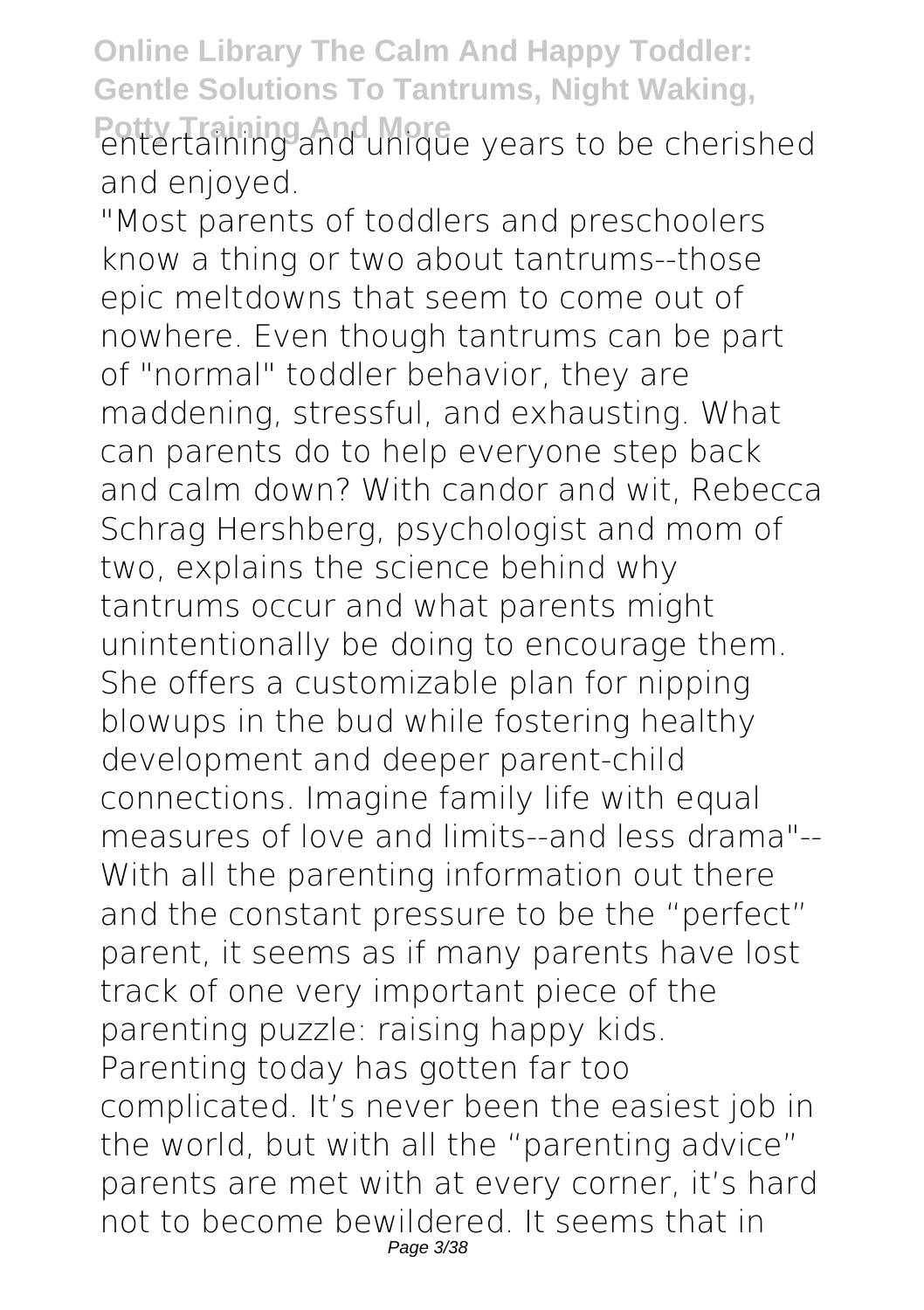entertaining and unique years to be cherished and enjoyed.

"Most parents of toddlers and preschoolers know a thing or two about tantrums--those epic meltdowns that seem to come out of nowhere. Even though tantrums can be part of "normal" toddler behavior, they are maddening, stressful, and exhausting. What can parents do to help everyone step back and calm down? With candor and wit, Rebecca Schrag Hershberg, psychologist and mom of two, explains the science behind why tantrums occur and what parents might unintentionally be doing to encourage them. She offers a customizable plan for nipping blowups in the bud while fostering healthy development and deeper parent-child connections. Imagine family life with equal measures of love and limits--and less drama"--

With all the parenting information out there and the constant pressure to be the "perfect" parent, it seems as if many parents have lost track of one very important piece of the parenting puzzle: raising happy kids. Parenting today has gotten far too complicated. It's never been the easiest job in the world, but with all the "parenting advice" parents are met with at every corner, it's hard not to become bewildered. It seems that in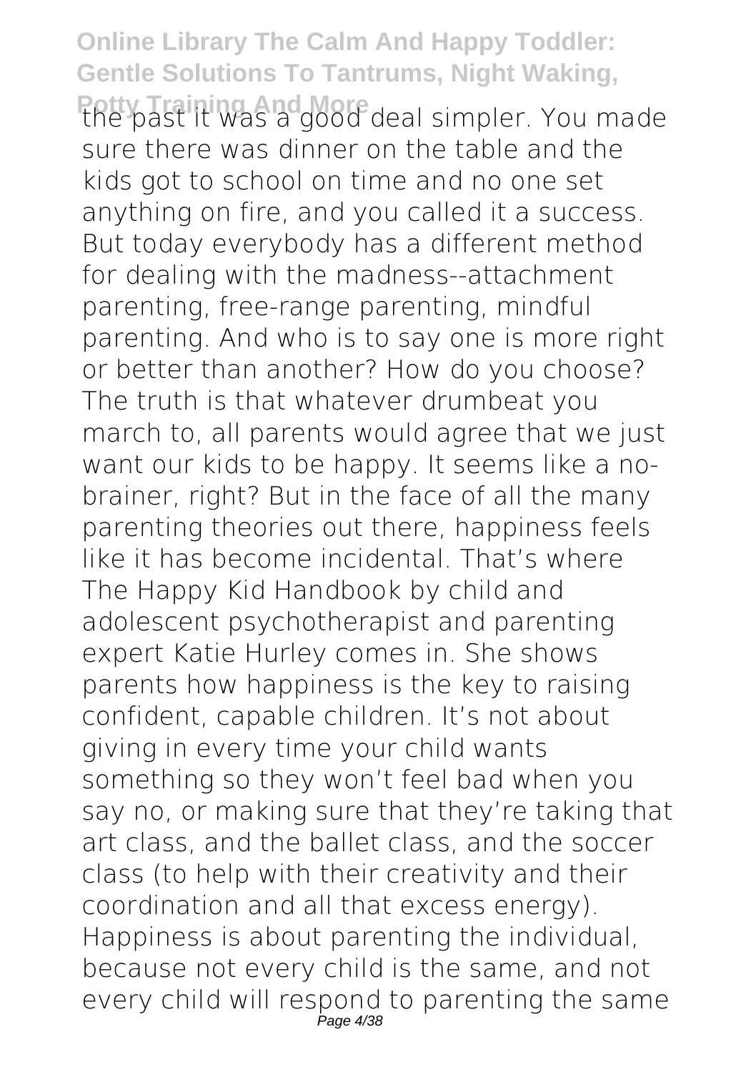the past it was a good deal simpler. You made sure there was dinner on the table and the kids got to school on time and no one set anything on fire, and you called it a success. But today everybody has a different method for dealing with the madness--attachment parenting, free-range parenting, mindful parenting. And who is to say one is more right or better than another? How do you choose? The truth is that whatever drumbeat you march to, all parents would agree that we just want our kids to be happy. It seems like a no-brainer, right? But in the face of all the many parenting theories out there, happiness feels like it has become incidental. That's where The Happy Kid Handbook by child and adolescent psychotherapist and parenting expert Katie Hurley comes in. She shows parents how happiness is the key to raising confident, capable children. It's not about giving in every time your child wants something so they won't feel bad when you say no, or making sure that they're taking that art class, and the ballet class, and the soccer class (to help with their creativity and their coordination and all that excess energy). Happiness is about parenting the individual, because not every child is the same, and not every child will respond to parenting the same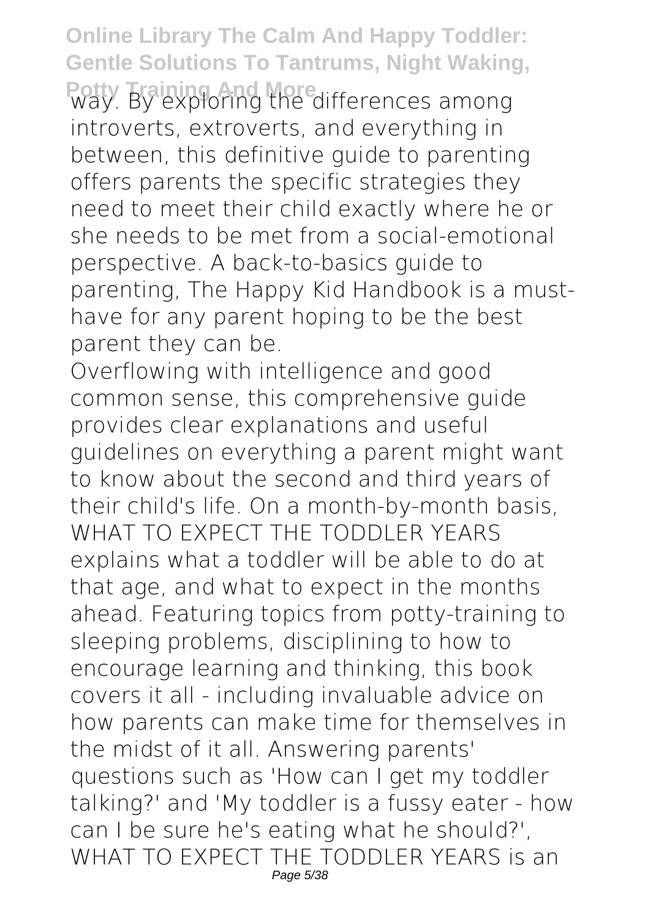way. By exploring the differences among introverts, extroverts, and everything in between, this definitive guide to parenting offers parents the specific strategies they need to meet their child exactly where he or she needs to be met from a social-emotional perspective. A back-to-basics guide to parenting, The Happy Kid Handbook is a must-have for any parent hoping to be the best parent they can be.

Overflowing with intelligence and good common sense, this comprehensive guide provides clear explanations and useful guidelines on everything a parent might want to know about the second and third years of their child's life. On a month-by-month basis, WHAT TO EXPECT THE TODDLER YEARS explains what a toddler will be able to do at that age, and what to expect in the months ahead. Featuring topics from potty-training to sleeping problems, disciplining to how to encourage learning and thinking, this book covers it all - including invaluable advice on how parents can make time for themselves in the midst of it all. Answering parents' questions such as 'How can I get my toddler talking?' and 'My toddler is a fussy eater - how can I be sure he's eating what he should?', WHAT TO EXPECT THE TODDLER YEARS is an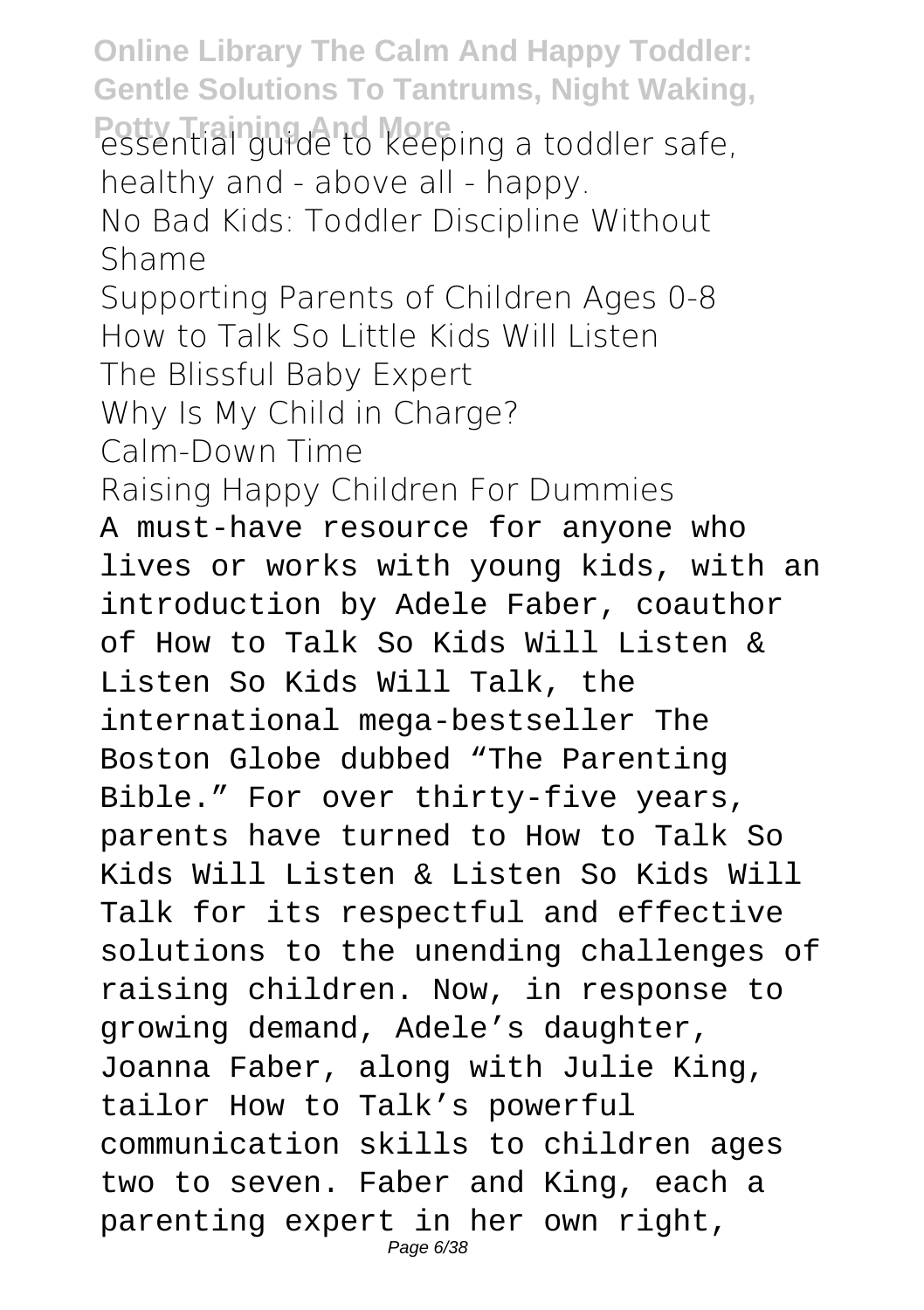essential guide to keeping a toddler safe, healthy and - above all - happy.

No Bad Kids: Toddler Discipline Without Shame

Supporting Parents of Children Ages 0-8

How to Talk So Little Kids Will Listen

The Blissful Baby Expert

Why Is My Child in Charge?

Calm-Down Time

Raising Happy Children For Dummies

A must-have resource for anyone who lives or works with young kids, with an introduction by Adele Faber, coauthor of How to Talk So Kids Will Listen & Listen So Kids Will Talk, the international mega-bestseller The Boston Globe dubbed "The Parenting Bible." For over thirty-five years, parents have turned to How to Talk So Kids Will Listen & Listen So Kids Will Talk for its respectful and effective solutions to the unending challenges of raising children. Now, in response to growing demand, Adele's daughter, Joanna Faber, along with Julie King, tailor How to Talk's powerful communication skills to children ages two to seven. Faber and King, each a parenting expert in her own right,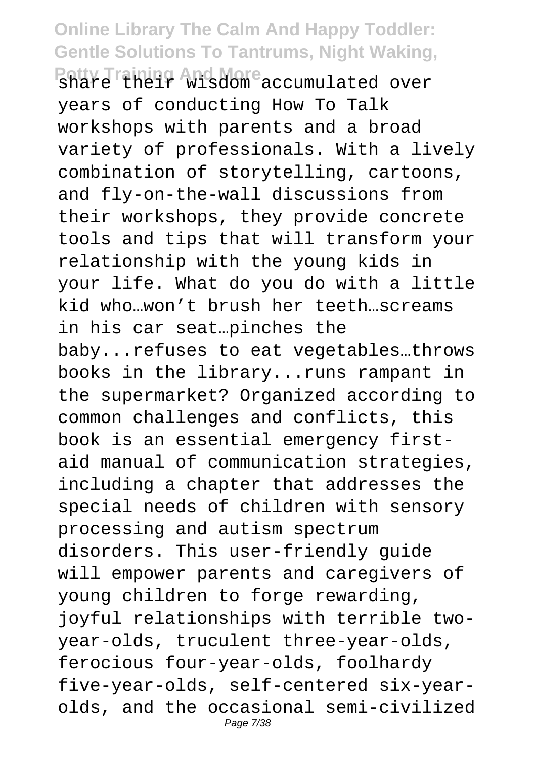share their wisdom accumulated over years of conducting How To Talk workshops with parents and a broad variety of professionals. With a lively combination of storytelling, cartoons, and fly-on-the-wall discussions from their workshops, they provide concrete tools and tips that will transform your relationship with the young kids in your life. What do you do with a little kid who…won't brush her teeth…screams in his car seat…pinches the baby...refuses to eat vegetables…throws books in the library...runs rampant in the supermarket? Organized according to common challenges and conflicts, this book is an essential emergency first-aid manual of communication strategies, including a chapter that addresses the special needs of children with sensory processing and autism spectrum disorders. This user-friendly guide will empower parents and caregivers of young children to forge rewarding, joyful relationships with terrible two-year-olds, truculent three-year-olds, ferocious four-year-olds, foolhardy five-year-olds, self-centered six-year-olds, and the occasional semi-civilized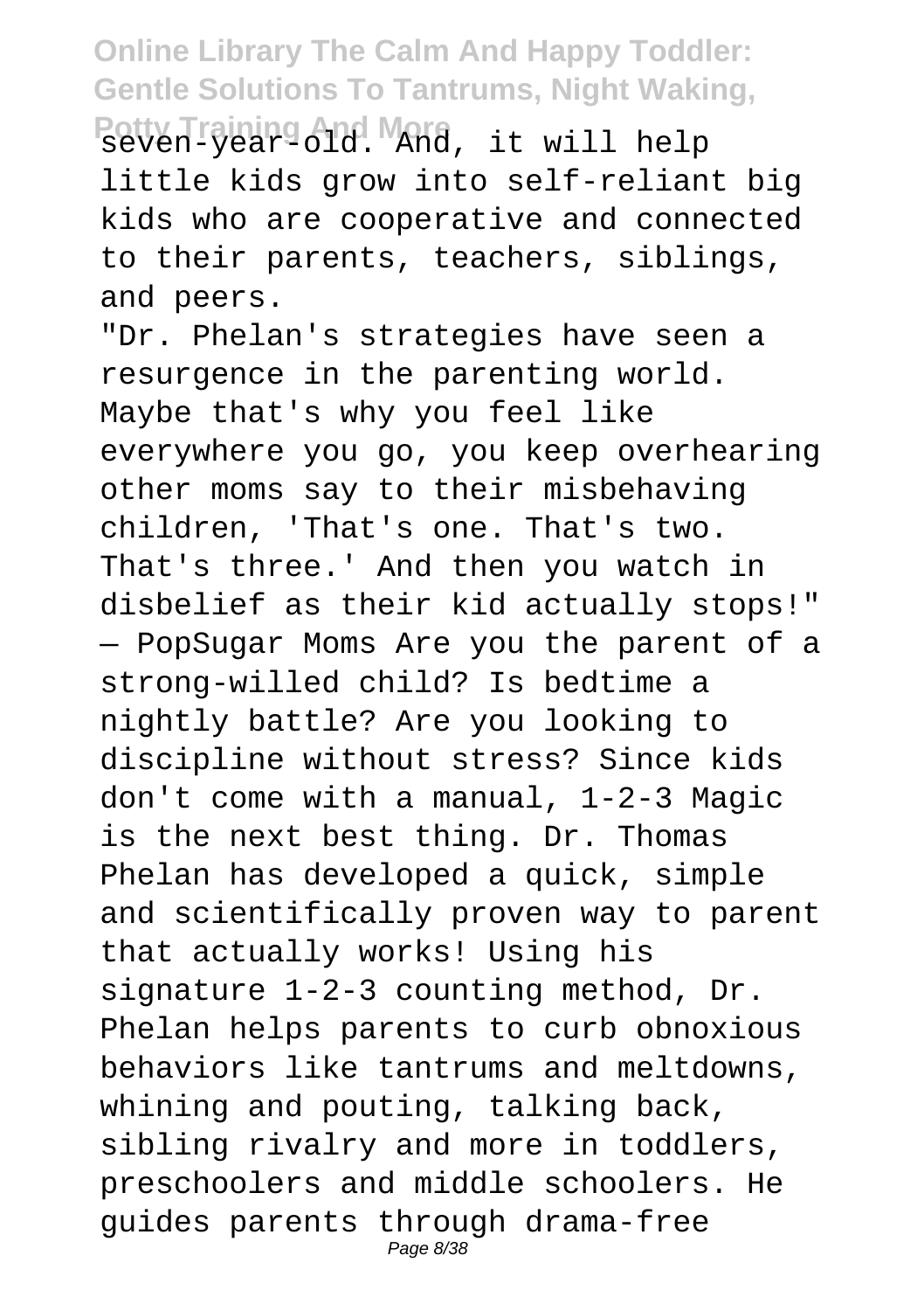seven-year-old. And, it will help little kids grow into self-reliant big kids who are cooperative and connected to their parents, teachers, siblings, and peers.

"Dr. Phelan's strategies have seen a resurgence in the parenting world. Maybe that's why you feel like everywhere you go, you keep overhearing other moms say to their misbehaving children, 'That's one. That's two. That's three.' And then you watch in disbelief as their kid actually stops!" — PopSugar Moms Are you the parent of a strong-willed child? Is bedtime a nightly battle? Are you looking to discipline without stress? Since kids don't come with a manual, 1-2-3 Magic is the next best thing. Dr. Thomas Phelan has developed a quick, simple and scientifically proven way to parent that actually works! Using his signature 1-2-3 counting method, Dr. Phelan helps parents to curb obnoxious behaviors like tantrums and meltdowns, whining and pouting, talking back, sibling rivalry and more in toddlers, preschoolers and middle schoolers. He guides parents through drama-free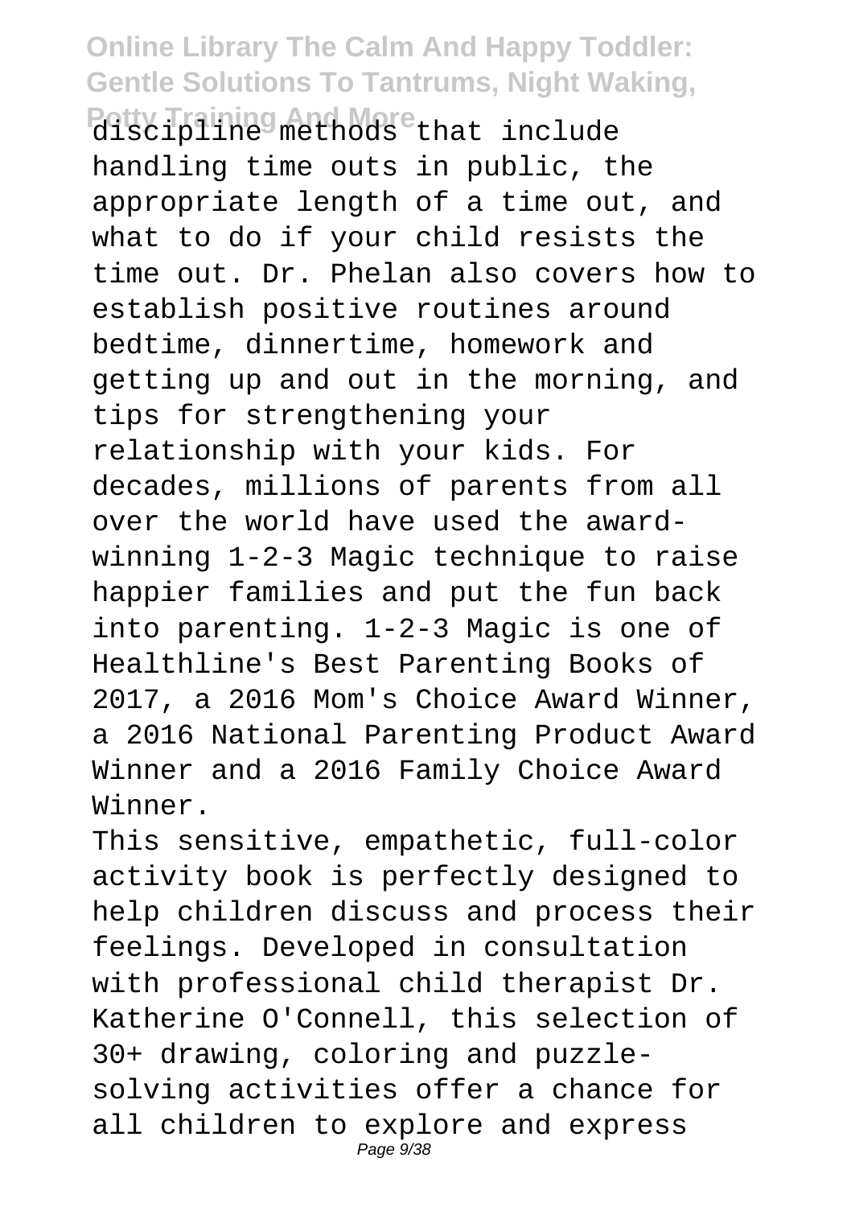discipline methods that include handling time outs in public, the appropriate length of a time out, and what to do if your child resists the time out. Dr. Phelan also covers how to establish positive routines around bedtime, dinnertime, homework and getting up and out in the morning, and tips for strengthening your relationship with your kids. For decades, millions of parents from all over the world have used the award-winning 1-2-3 Magic technique to raise happier families and put the fun back into parenting. 1-2-3 Magic is one of Healthline's Best Parenting Books of 2017, a 2016 Mom's Choice Award Winner, a 2016 National Parenting Product Award Winner and a 2016 Family Choice Award Winner.

This sensitive, empathetic, full-color activity book is perfectly designed to help children discuss and process their feelings. Developed in consultation with professional child therapist Dr. Katherine O'Connell, this selection of 30+ drawing, coloring and puzzle-solving activities offer a chance for all children to explore and express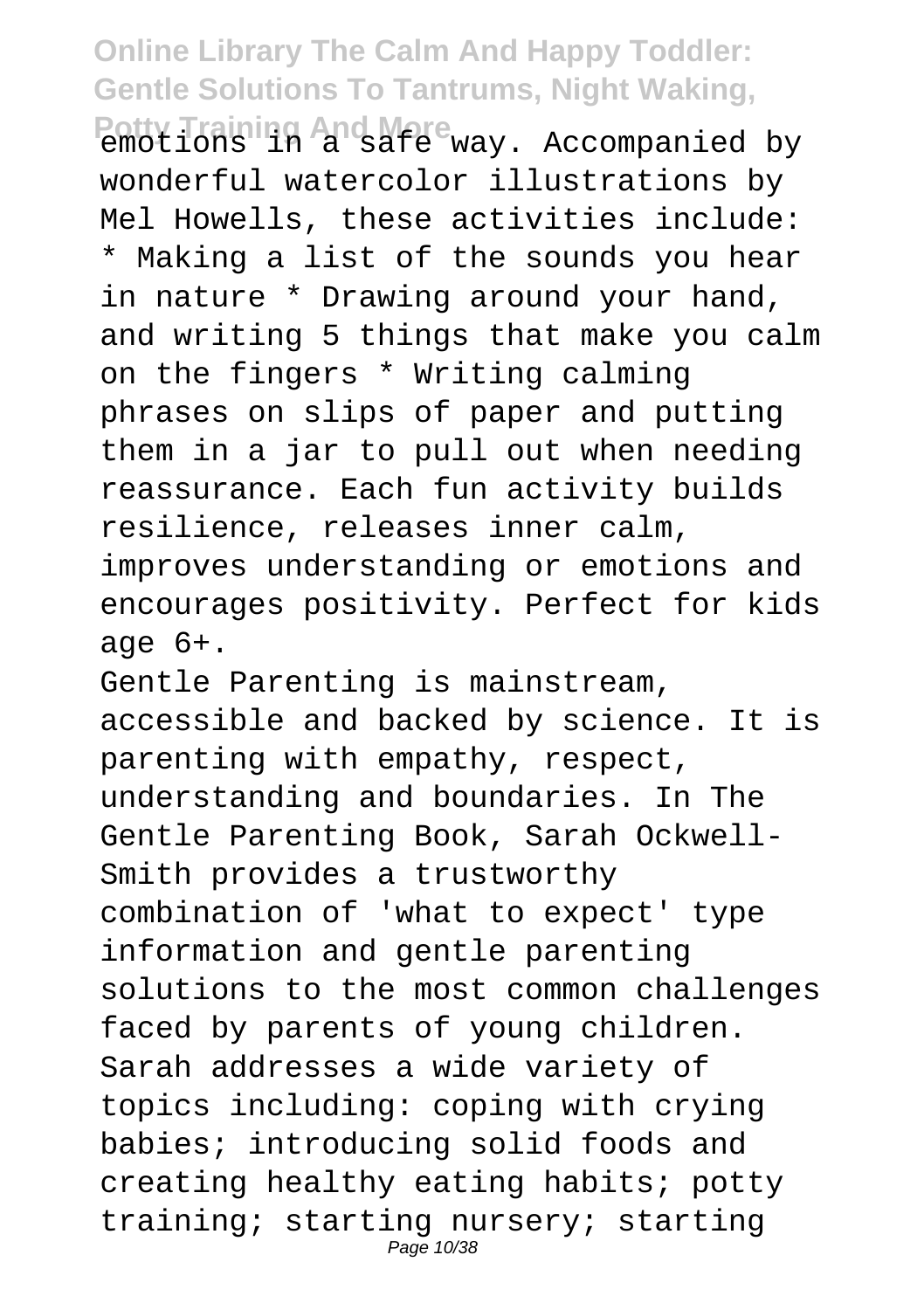emotions in a safe way. Accompanied by wonderful watercolor illustrations by Mel Howells, these activities include: * Making a list of the sounds you hear in nature * Drawing around your hand, and writing 5 things that make you calm on the fingers * Writing calming phrases on slips of paper and putting them in a jar to pull out when needing reassurance. Each fun activity builds resilience, releases inner calm, improves understanding or emotions and encourages positivity. Perfect for kids age 6+.

Gentle Parenting is mainstream, accessible and backed by science. It is parenting with empathy, respect, understanding and boundaries. In The Gentle Parenting Book, Sarah Ockwell-Smith provides a trustworthy combination of 'what to expect' type information and gentle parenting solutions to the most common challenges faced by parents of young children. Sarah addresses a wide variety of topics including: coping with crying babies; introducing solid foods and creating healthy eating habits; potty training; starting nursery; starting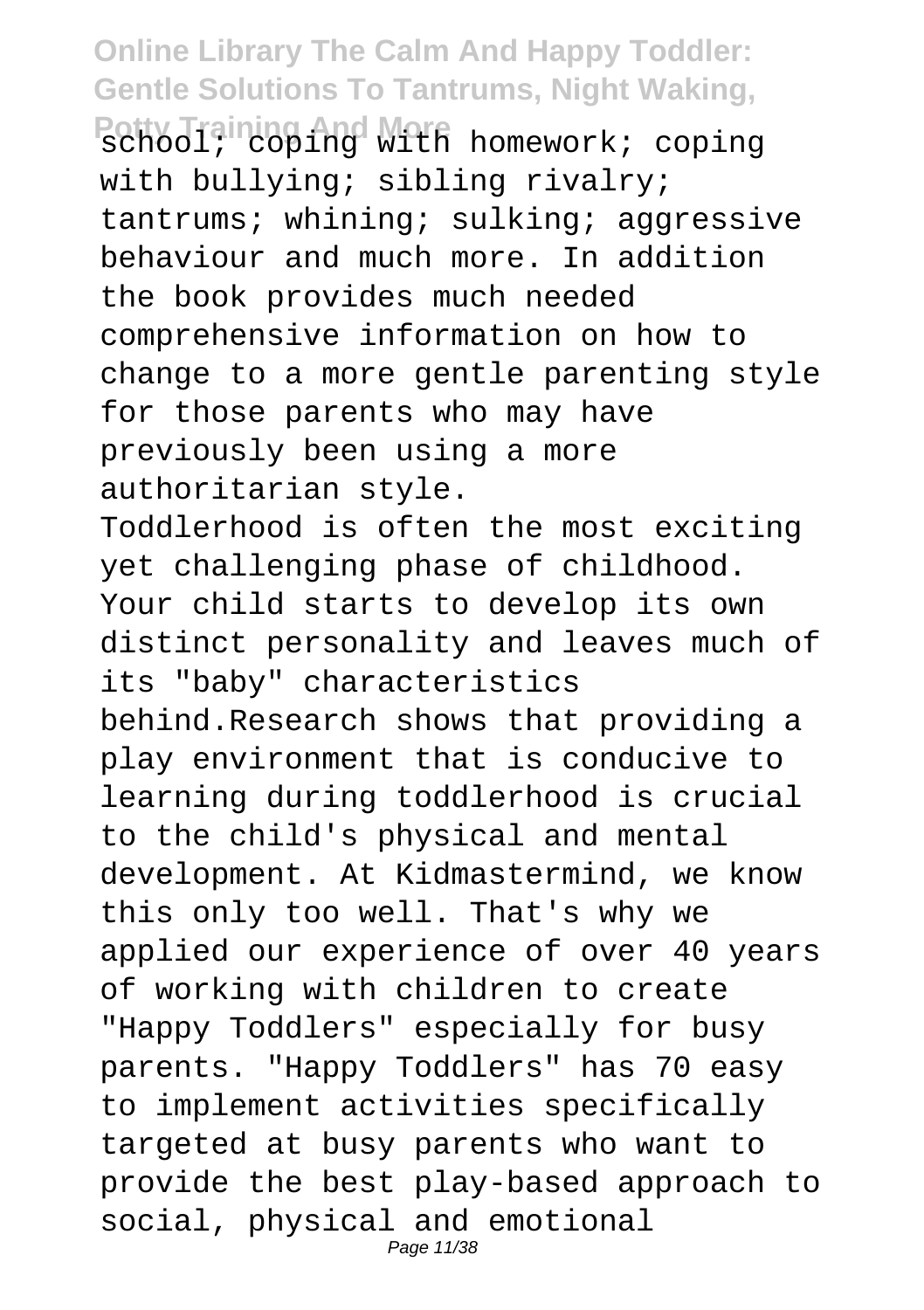school; coping with homework; coping with bullying; sibling rivalry; tantrums; whining; sulking; aggressive behaviour and much more. In addition the book provides much needed comprehensive information on how to change to a more gentle parenting style for those parents who may have previously been using a more authoritarian style.

Toddlerhood is often the most exciting yet challenging phase of childhood. Your child starts to develop its own distinct personality and leaves much of its "baby" characteristics behind.Research shows that providing a play environment that is conducive to learning during toddlerhood is crucial to the child's physical and mental development. At Kidmastermind, we know this only too well. That's why we applied our experience of over 40 years of working with children to create "Happy Toddlers" especially for busy parents. "Happy Toddlers" has 70 easy to implement activities specifically targeted at busy parents who want to provide the best play-based approach to social, physical and emotional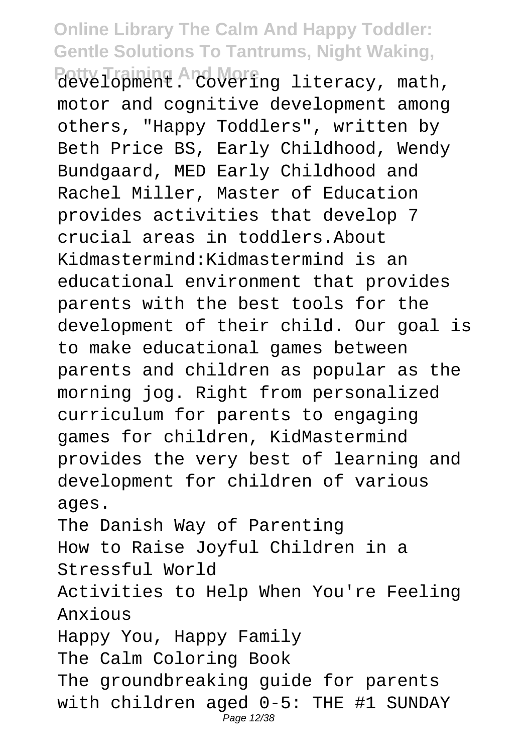development. Covering literacy, math, motor and cognitive development among others, "Happy Toddlers", written by Beth Price BS, Early Childhood, Wendy Bundgaard, MED Early Childhood and Rachel Miller, Master of Education provides activities that develop 7 crucial areas in toddlers.About Kidmastermind:Kidmastermind is an educational environment that provides parents with the best tools for the development of their child. Our goal is to make educational games between parents and children as popular as the morning jog. Right from personalized curriculum for parents to engaging games for children, KidMastermind provides the very best of learning and development for children of various ages.

The Danish Way of Parenting

How to Raise Joyful Children in a Stressful World

Activities to Help When You're Feeling Anxious

Happy You, Happy Family

The Calm Coloring Book

The groundbreaking guide for parents with children aged 0-5: THE #1 SUNDAY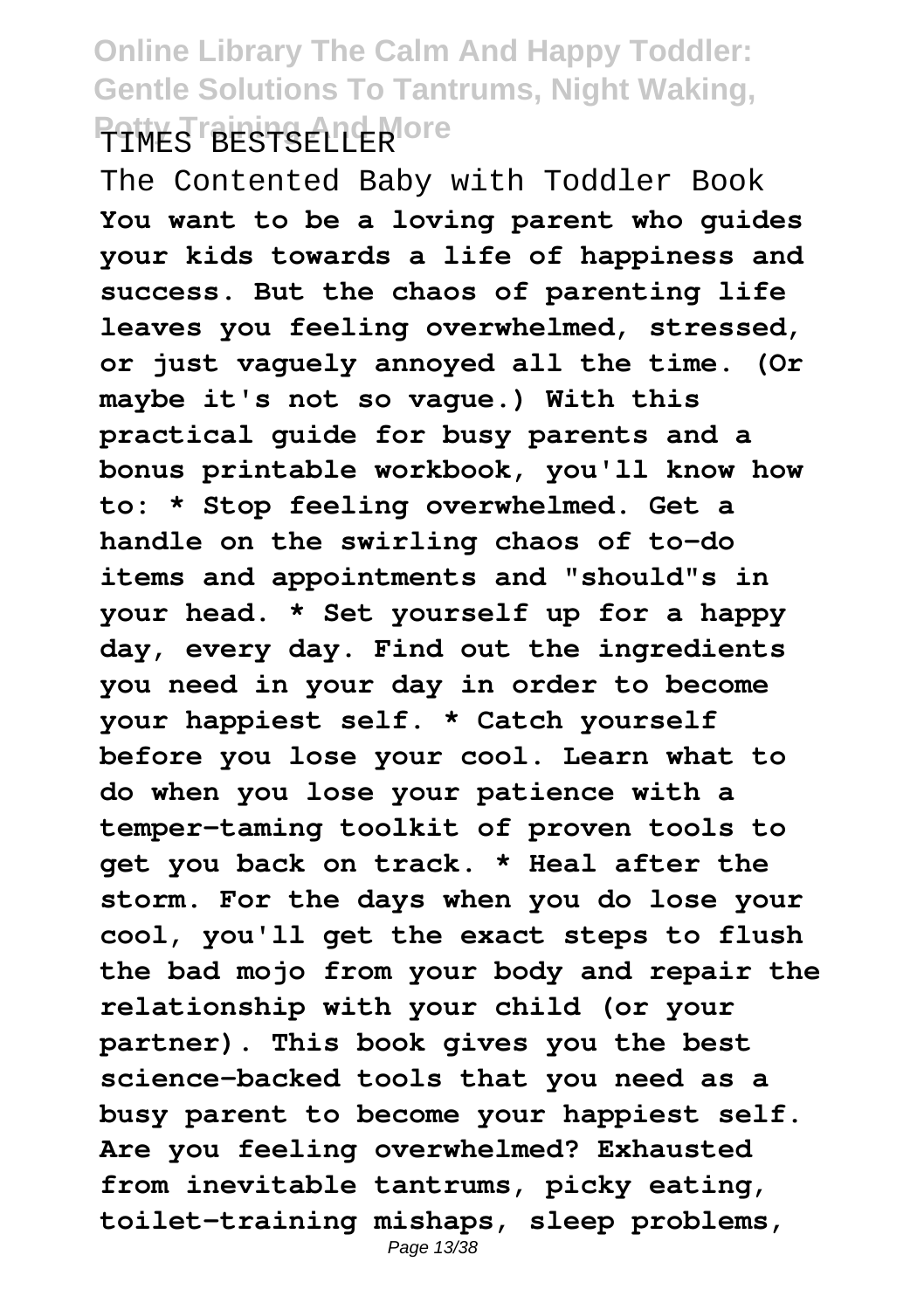TIMES BESTSELLER

The Contented Baby with Toddler Book

**You want to be a loving parent who guides your kids towards a life of happiness and success. But the chaos of parenting life leaves you feeling overwhelmed, stressed, or just vaguely annoyed all the time. (Or maybe it's not so vague.) With this practical guide for busy parents and a bonus printable workbook, you'll know how to: * Stop feeling overwhelmed. Get a handle on the swirling chaos of to-do items and appointments and "should"s in your head. * Set yourself up for a happy day, every day. Find out the ingredients you need in your day in order to become your happiest self. * Catch yourself before you lose your cool. Learn what to do when you lose your patience with a temper-taming toolkit of proven tools to get you back on track. * Heal after the storm. For the days when you do lose your cool, you'll get the exact steps to flush the bad mojo from your body and repair the relationship with your child (or your partner). This book gives you the best science-backed tools that you need as a busy parent to become your happiest self. Are you feeling overwhelmed? Exhausted from inevitable tantrums, picky eating, toilet-training mishaps, sleep problems,**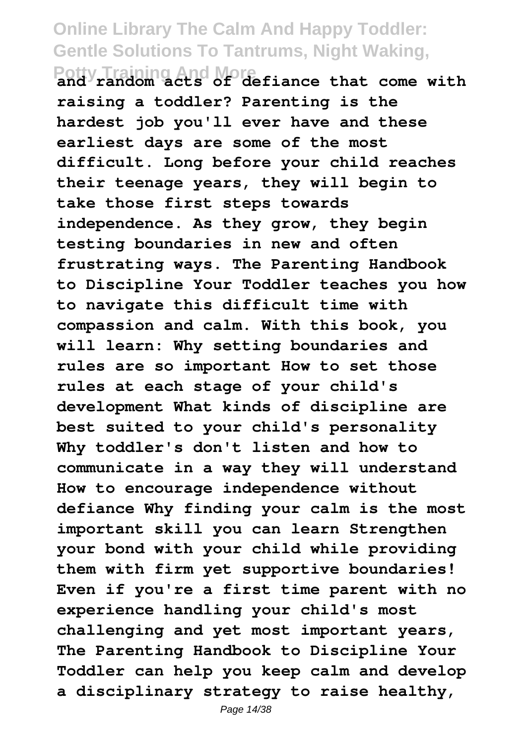**and random acts of defiance that come with raising a toddler? Parenting is the hardest job you'll ever have and these earliest days are some of the most difficult. Long before your child reaches their teenage years, they will begin to take those first steps towards independence. As they grow, they begin testing boundaries in new and often frustrating ways. The Parenting Handbook to Discipline Your Toddler teaches you how to navigate this difficult time with compassion and calm. With this book, you will learn: Why setting boundaries and rules are so important How to set those rules at each stage of your child's development What kinds of discipline are best suited to your child's personality Why toddler's don't listen and how to communicate in a way they will understand How to encourage independence without defiance Why finding your calm is the most important skill you can learn Strengthen your bond with your child while providing them with firm yet supportive boundaries! Even if you're a first time parent with no experience handling your child's most challenging and yet most important years, The Parenting Handbook to Discipline Your Toddler can help you keep calm and develop a disciplinary strategy to raise healthy,**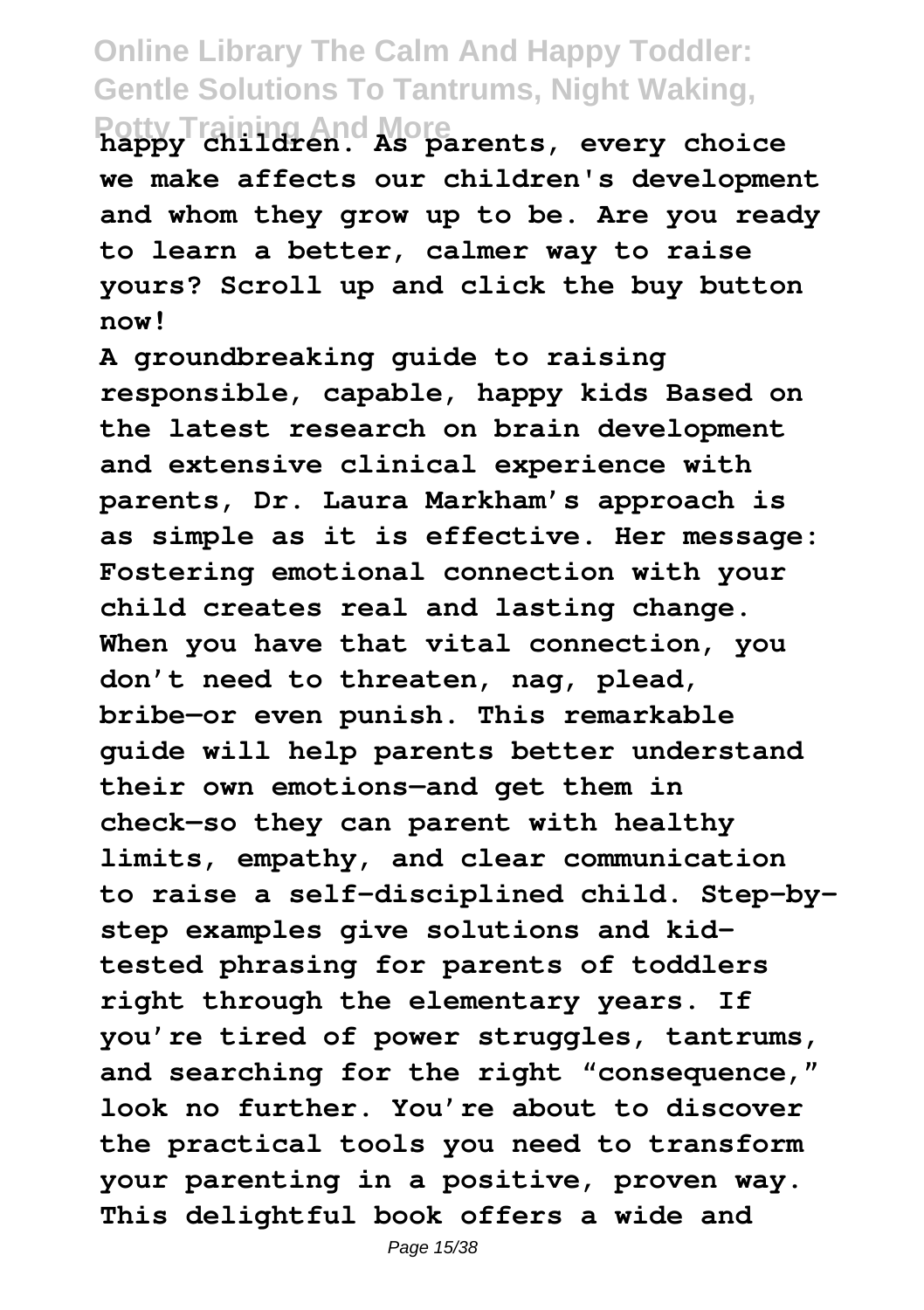**happy children. As parents, every choice we make affects our children's development and whom they grow up to be. Are you ready to learn a better, calmer way to raise yours? Scroll up and click the buy button now!**

**A groundbreaking guide to raising responsible, capable, happy kids Based on the latest research on brain development and extensive clinical experience with parents, Dr. Laura Markham's approach is as simple as it is effective. Her message: Fostering emotional connection with your child creates real and lasting change. When you have that vital connection, you don't need to threaten, nag, plead, bribe—or even punish. This remarkable guide will help parents better understand their own emotions—and get them in check—so they can parent with healthy limits, empathy, and clear communication to raise a self-disciplined child. Step-by-step examples give solutions and kid-tested phrasing for parents of toddlers right through the elementary years. If you're tired of power struggles, tantrums, and searching for the right "consequence," look no further. You're about to discover the practical tools you need to transform your parenting in a positive, proven way. This delightful book offers a wide and**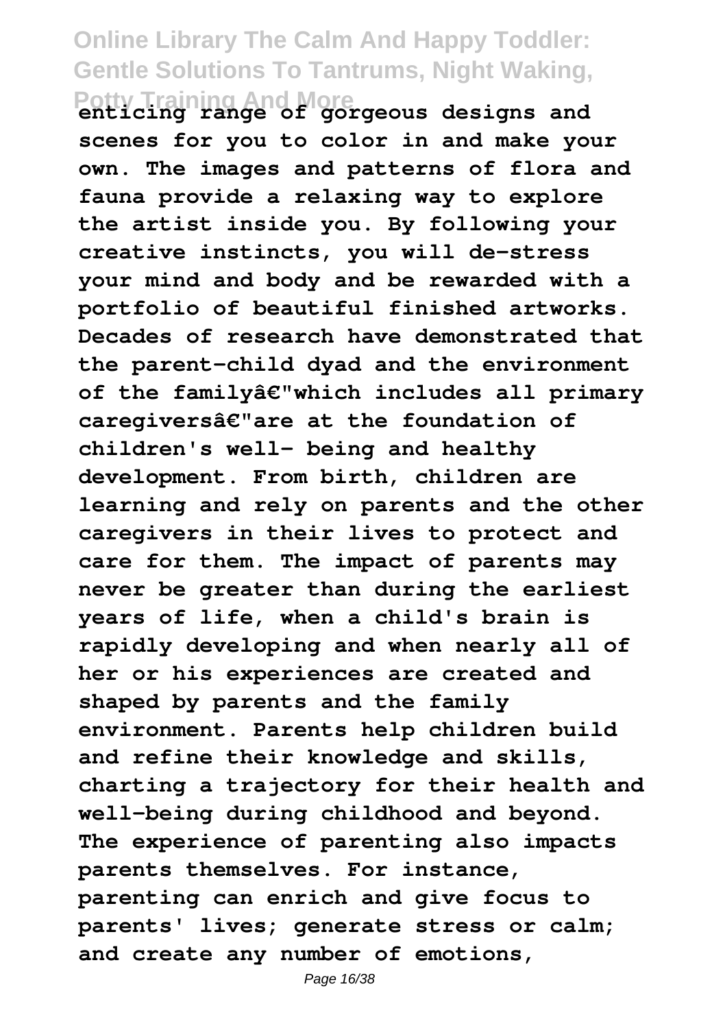enticing range of gorgeous designs and scenes for you to color in and make your own. The images and patterns of flora and fauna provide a relaxing way to explore the artist inside you. By following your creative instincts, you will de-stress your mind and body and be rewarded with a portfolio of beautiful finished artworks. Decades of research have demonstrated that the parent-child dyad and the environment of the familyâ€"which includes all primary caregiversâ€"are at the foundation of children's well- being and healthy development. From birth, children are learning and rely on parents and the other caregivers in their lives to protect and care for them. The impact of parents may never be greater than during the earliest years of life, when a child's brain is rapidly developing and when nearly all of her or his experiences are created and shaped by parents and the family environment. Parents help children build and refine their knowledge and skills, charting a trajectory for their health and well-being during childhood and beyond. The experience of parenting also impacts parents themselves. For instance, parenting can enrich and give focus to parents' lives; generate stress or calm; and create any number of emotions,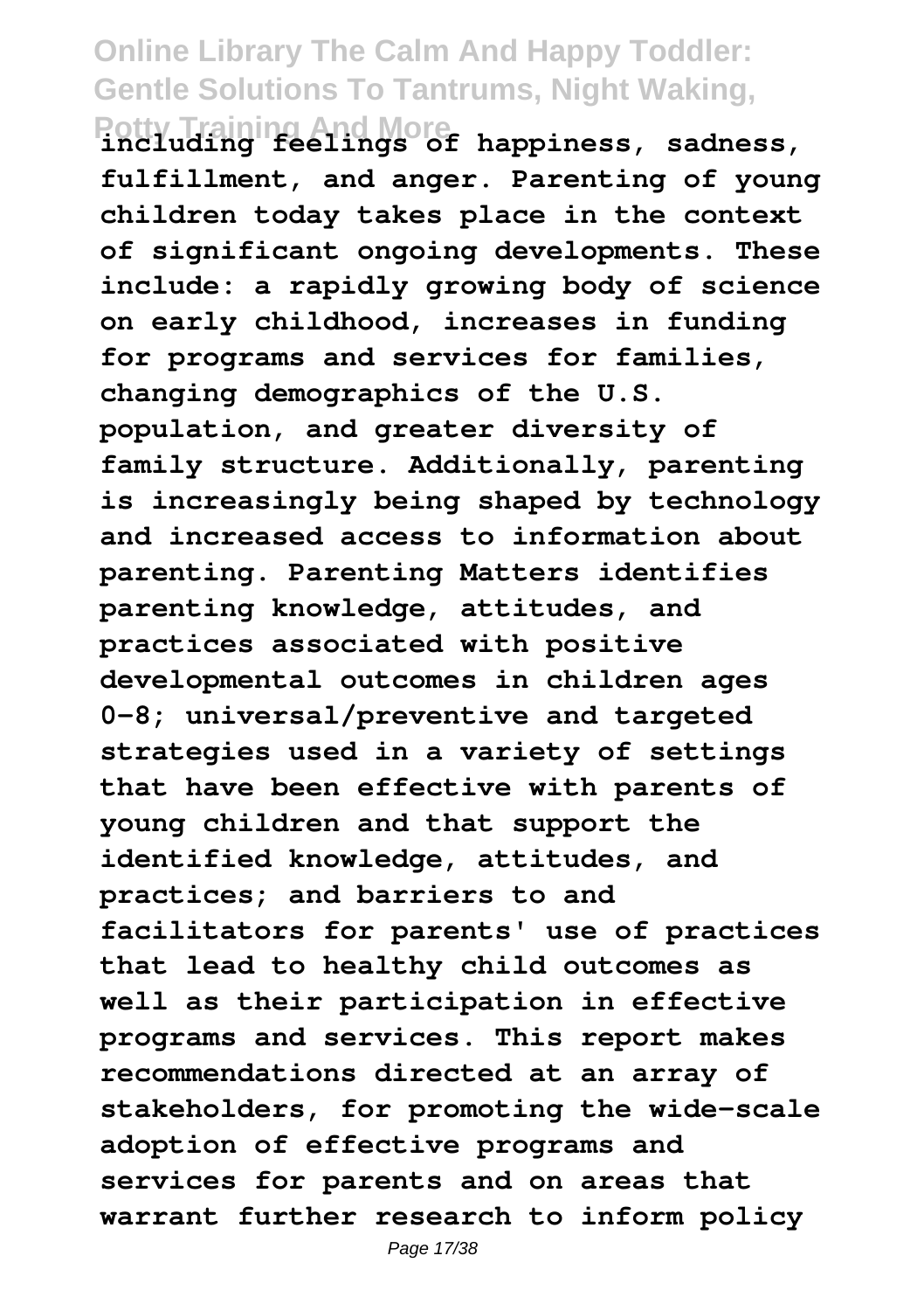**including feelings of happiness, sadness, fulfillment, and anger. Parenting of young children today takes place in the context of significant ongoing developments. These include: a rapidly growing body of science on early childhood, increases in funding for programs and services for families, changing demographics of the U.S. population, and greater diversity of family structure. Additionally, parenting is increasingly being shaped by technology and increased access to information about parenting. Parenting Matters identifies parenting knowledge, attitudes, and practices associated with positive developmental outcomes in children ages 0-8; universal/preventive and targeted strategies used in a variety of settings that have been effective with parents of young children and that support the identified knowledge, attitudes, and practices; and barriers to and facilitators for parents' use of practices that lead to healthy child outcomes as well as their participation in effective programs and services. This report makes recommendations directed at an array of stakeholders, for promoting the wide-scale adoption of effective programs and services for parents and on areas that warrant further research to inform policy**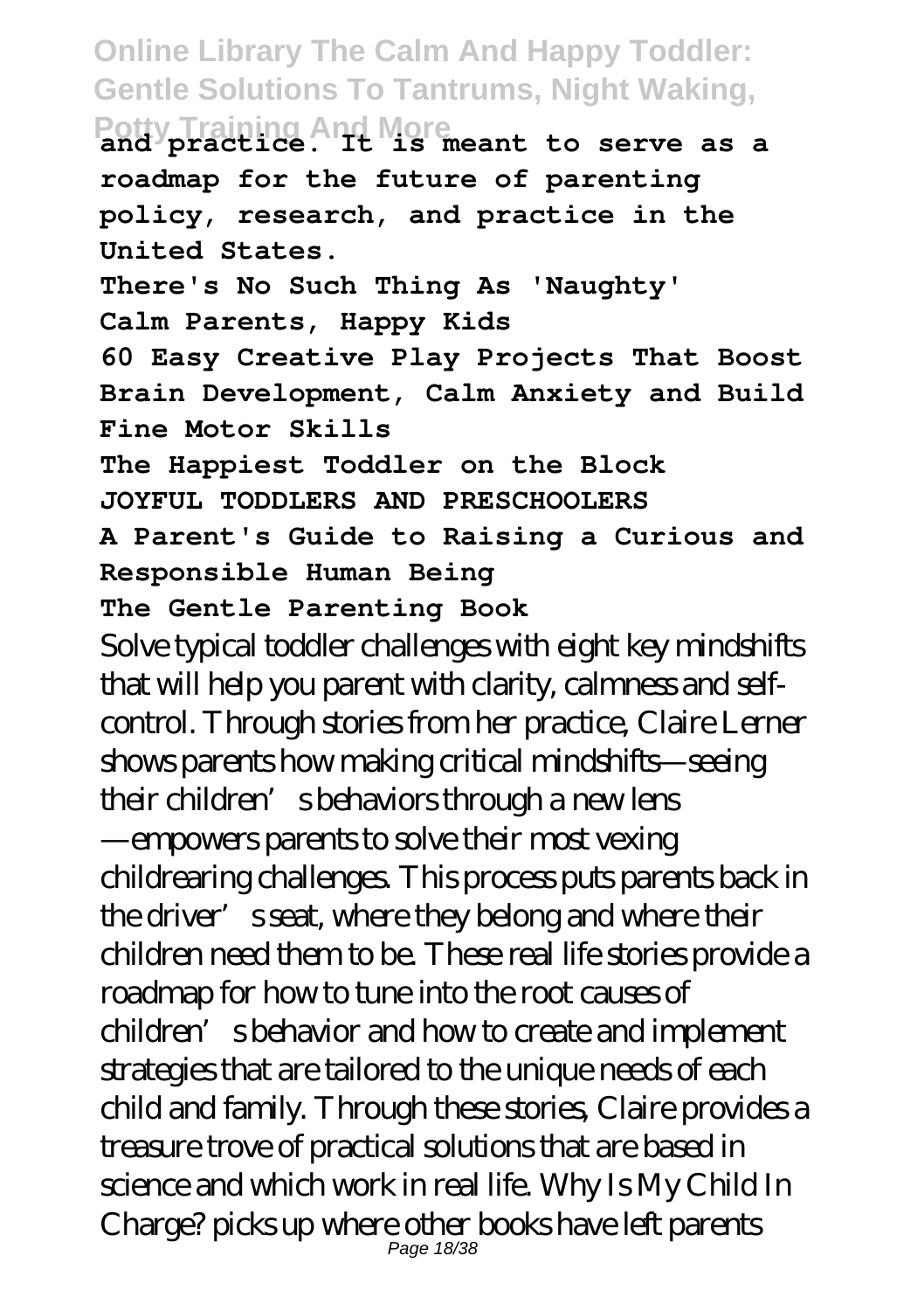**and practice. It is meant to serve as a roadmap for the future of parenting policy, research, and practice in the United States.**

**There's No Such Thing As 'Naughty'**

**Calm Parents, Happy Kids**

**60 Easy Creative Play Projects That Boost Brain Development, Calm Anxiety and Build Fine Motor Skills**

**The Happiest Toddler on the Block**

**JOYFUL TODDLERS AND PRESCHOOLERS**

**A Parent's Guide to Raising a Curious and Responsible Human Being**

**The Gentle Parenting Book**

Solve typical toddler challenges with eight key mindshifts that will help you parent with clarity, calmness and self-control. Through stories from her practice, Claire Lerner shows parents how making critical mindshifts—seeing their children's behaviors through a new lens —empowers parents to solve their most vexing childrearing challenges. This process puts parents back in the driver's seat, where they belong and where their children need them to be. These real life stories provide a roadmap for how to tune into the root causes of children's behavior and how to create and implement strategies that are tailored to the unique needs of each child and family. Through these stories, Claire provides a treasure trove of practical solutions that are based in science and which work in real life. Why Is My Child In Charge? picks up where other books have left parents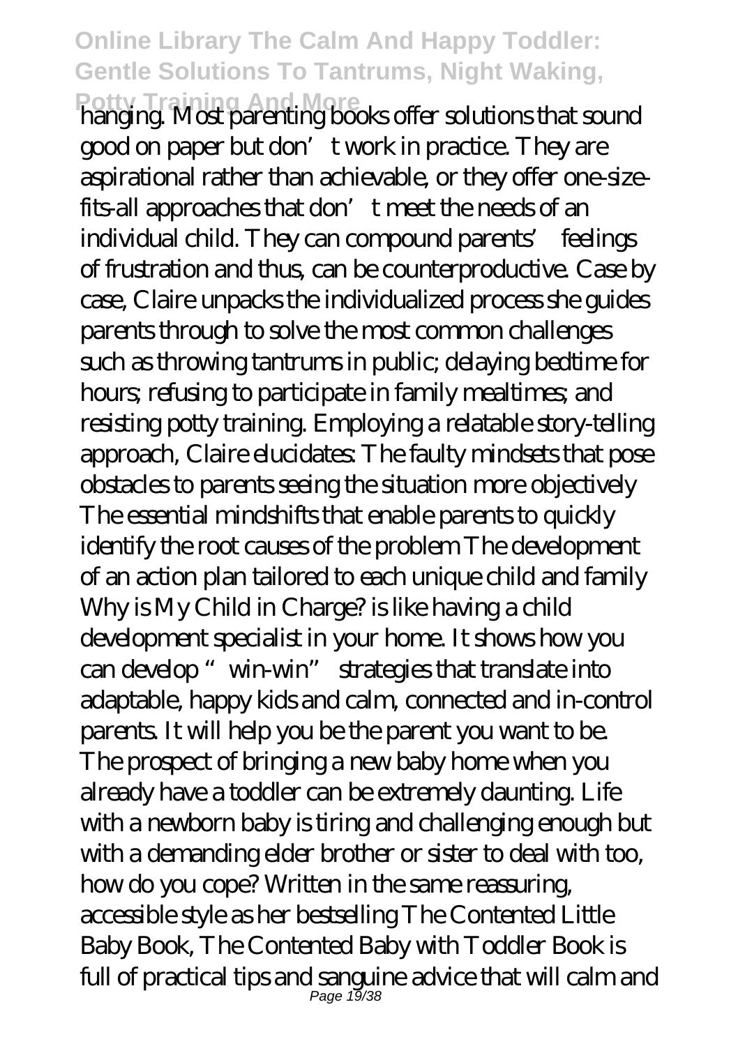hanging. Most parenting books offer solutions that sound good on paper but don't work in practice. They are aspirational rather than achievable, or they offer one-size-fits-all approaches that don't meet the needs of an individual child. They can compound parents' feelings of frustration and thus, can be counterproductive. Case by case, Claire unpacks the individualized process she guides parents through to solve the most common challenges such as throwing tantrums in public; delaying bedtime for hours; refusing to participate in family mealtimes; and resisting potty training. Employing a relatable story-telling approach, Claire elucidates: The faulty mindsets that pose obstacles to parents seeing the situation more objectively The essential mindshifts that enable parents to quickly identify the root causes of the problem The development of an action plan tailored to each unique child and family Why is My Child in Charge? is like having a child development specialist in your home. It shows how you can develop "win-win" strategies that translate into adaptable, happy kids and calm, connected and in-control parents. It will help you be the parent you want to be. The prospect of bringing a new baby home when you already have a toddler can be extremely daunting. Life with a newborn baby is tiring and challenging enough but with a demanding elder brother or sister to deal with too, how do you cope? Written in the same reassuring, accessible style as her bestselling The Contented Little Baby Book, The Contented Baby with Toddler Book is full of practical tips and sanguine advice that will calm and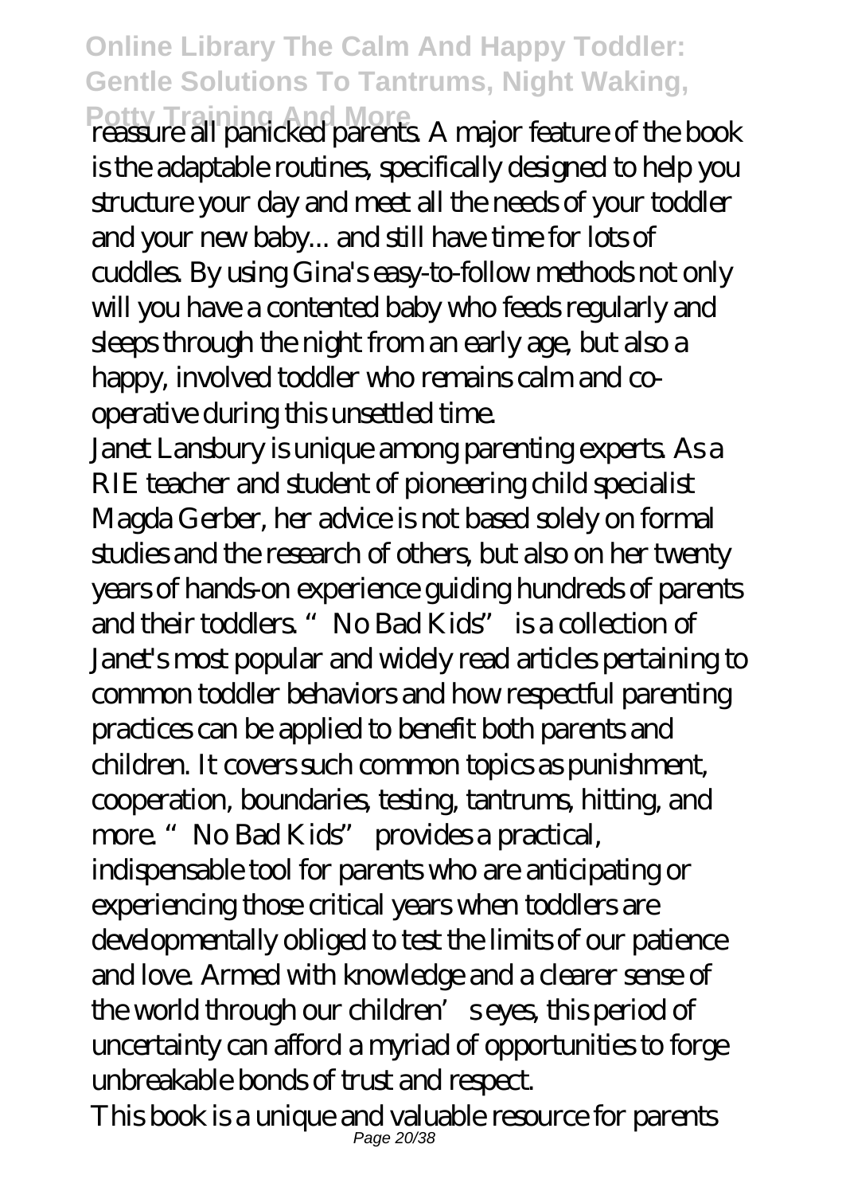reassure all panicked parents. A major feature of the book is the adaptable routines, specifically designed to help you structure your day and meet all the needs of your toddler and your new baby... and still have time for lots of cuddles. By using Gina's easy-to-follow methods not only will you have a contented baby who feeds regularly and sleeps through the night from an early age, but also a happy, involved toddler who remains calm and co-operative during this unsettled time.

Janet Lansbury is unique among parenting experts. As a RIE teacher and student of pioneering child specialist Magda Gerber, her advice is not based solely on formal studies and the research of others, but also on her twenty years of hands-on experience guiding hundreds of parents and their toddlers. "No Bad Kids" is a collection of Janet's most popular and widely read articles pertaining to common toddler behaviors and how respectful parenting practices can be applied to benefit both parents and children. It covers such common topics as punishment, cooperation, boundaries, testing, tantrums, hitting, and more. "No Bad Kids" provides a practical, indispensable tool for parents who are anticipating or experiencing those critical years when toddlers are developmentally obliged to test the limits of our patience and love. Armed with knowledge and a clearer sense of the world through our children's eyes, this period of uncertainty can afford a myriad of opportunities to forge unbreakable bonds of trust and respect.

This book is a unique and valuable resource for parents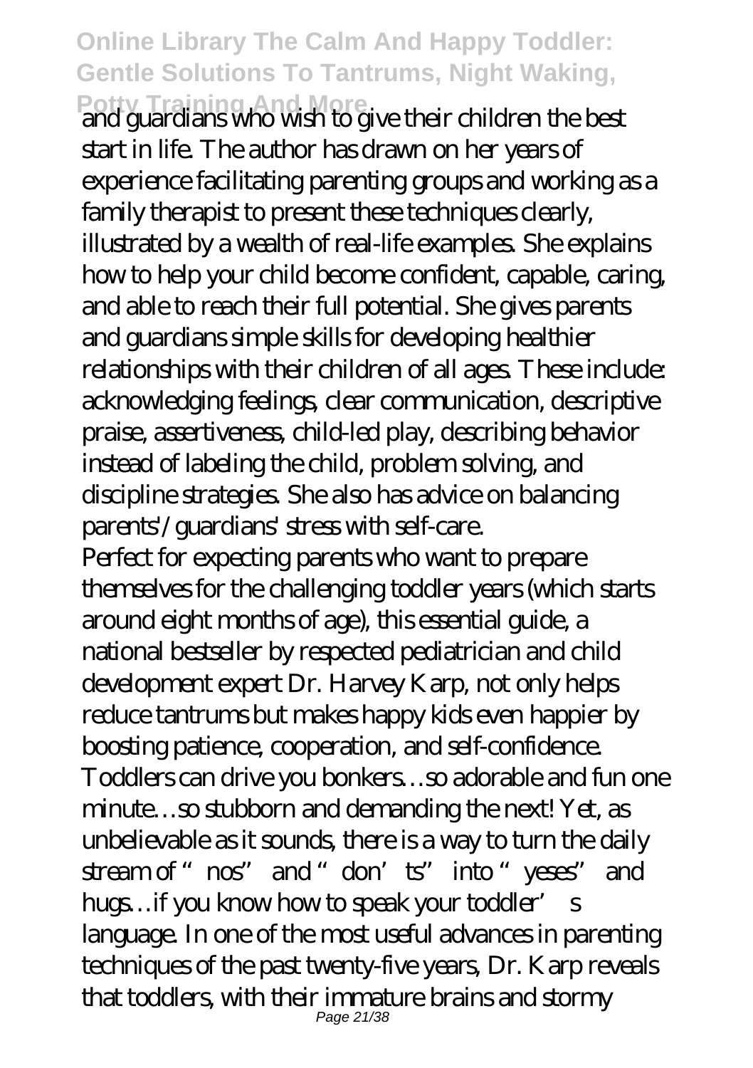and guardians who wish to give their children the best start in life. The author has drawn on her years of experience facilitating parenting groups and working as a family therapist to present these techniques clearly, illustrated by a wealth of real-life examples. She explains how to help your child become confident, capable, caring, and able to reach their full potential. She gives parents and guardians simple skills for developing healthier relationships with their children of all ages. These include: acknowledging feelings, clear communication, descriptive praise, assertiveness, child-led play, describing behavior instead of labeling the child, problem solving, and discipline strategies. She also has advice on balancing parents'/guardians' stress with self-care.

Perfect for expecting parents who want to prepare themselves for the challenging toddler years (which starts around eight months of age), this essential guide, a national bestseller by respected pediatrician and child development expert Dr. Harvey Karp, not only helps reduce tantrums but makes happy kids even happier by boosting patience, cooperation, and self-confidence. Toddlers can drive you bonkers…so adorable and fun one minute…so stubborn and demanding the next! Yet, as unbelievable as it sounds, there is a way to turn the daily stream of "nos" and "don'ts" into "yeses" and hugs…if you know how to speak your toddler's language. In one of the most useful advances in parenting techniques of the past twenty-five years, Dr. Karp reveals that toddlers, with their immature brains and stormy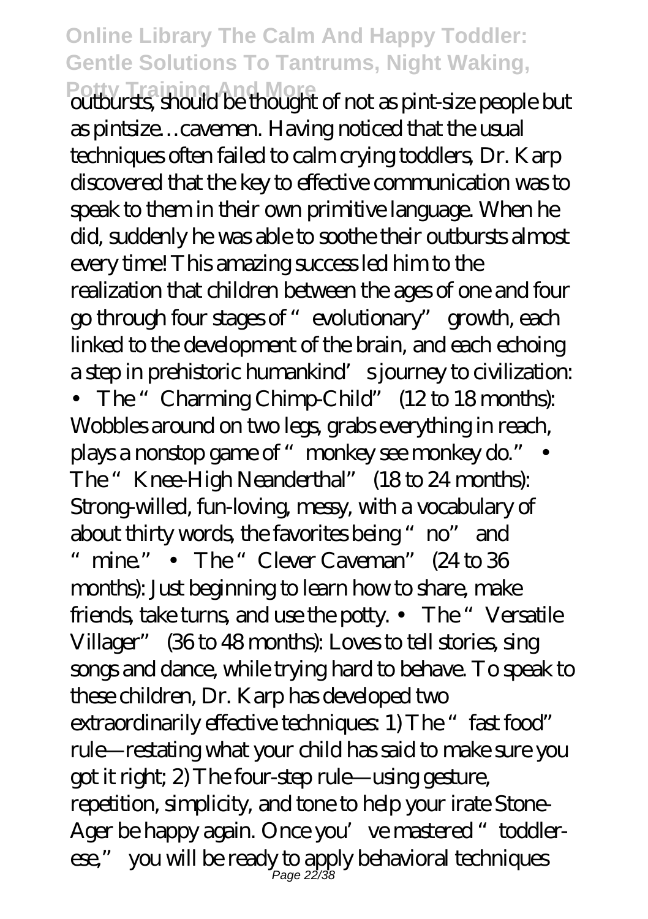outbursts, should be thought of not as pint-size people but as pintsize…cavemen. Having noticed that the usual techniques often failed to calm crying toddlers, Dr. Karp discovered that the key to effective communication was to speak to them in their own primitive language. When he did, suddenly he was able to soothe their outbursts almost every time! This amazing success led him to the realization that children between the ages of one and four go through four stages of "evolutionary" growth, each linked to the development of the brain, and each echoing a step in prehistoric humankind's journey to civilization: • The "Charming Chimp-Child" (12 to 18 months): Wobbles around on two legs, grabs everything in reach, plays a nonstop game of "monkey see monkey do." • The "Knee-High Neanderthal" (18 to 24 months): Strong-willed, fun-loving, messy, with a vocabulary of about thirty words, the favorites being "no" and "mine." • The "Clever Caveman" (24 to 36 months): Just beginning to learn how to share, make friends, take turns, and use the potty. • The "Versatile Villager" (36 to 48 months): Loves to tell stories, sing songs and dance, while trying hard to behave. To speak to these children, Dr. Karp has developed two extraordinarily effective techniques: 1) The "fast food" rule—restating what your child has said to make sure you got it right; 2) The four-step rule—using gesture, repetition, simplicity, and tone to help your irate Stone-Ager be happy again. Once you've mastered "toddler-ese," you will be ready to apply behavioral techniques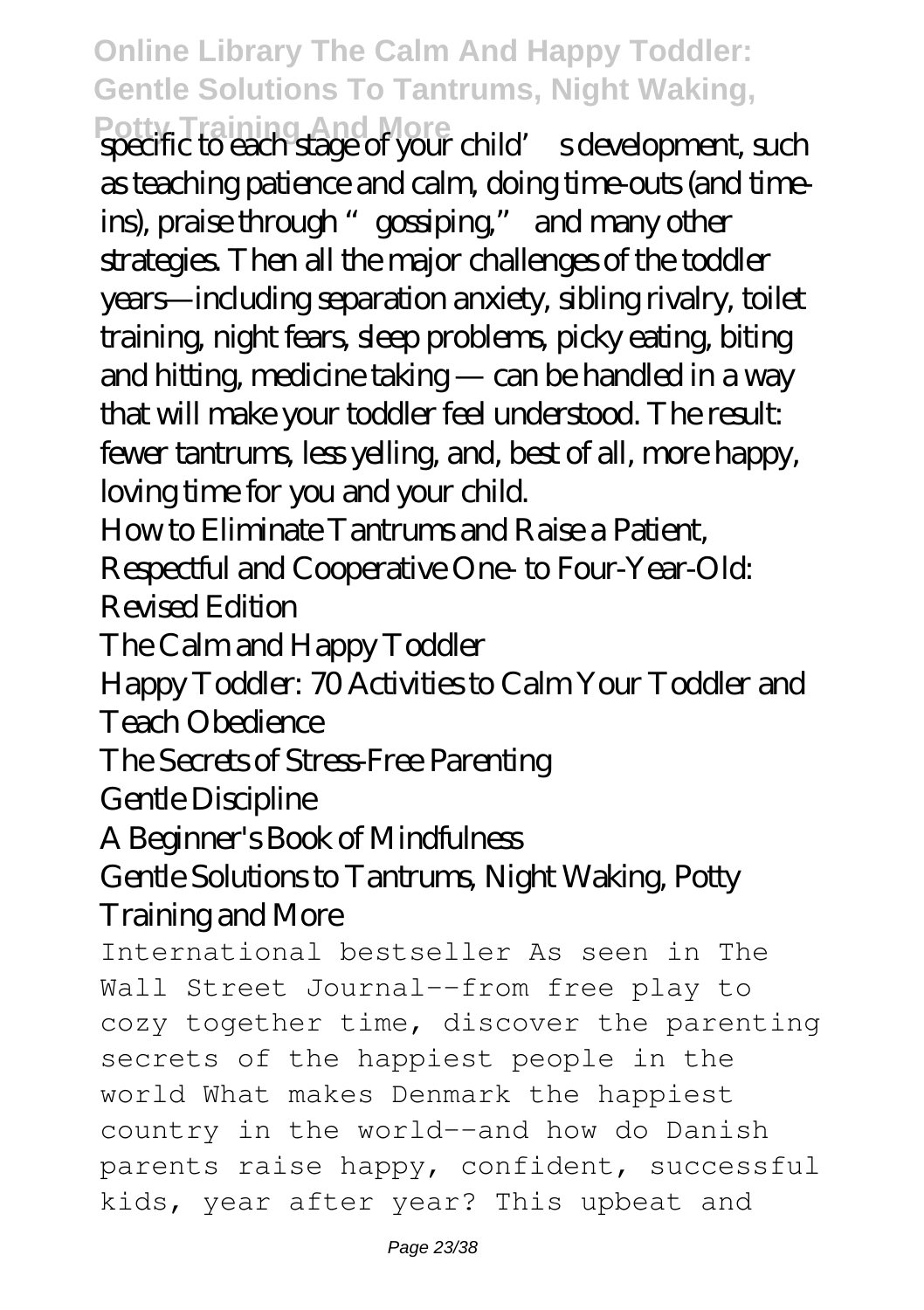specific to each stage of your child's development, such as teaching patience and calm, doing time-outs (and time-ins), praise through "gossiping," and many other strategies. Then all the major challenges of the toddler years—including separation anxiety, sibling rivalry, toilet training, night fears, sleep problems, picky eating, biting and hitting, medicine taking — can be handled in a way that will make your toddler feel understood. The result: fewer tantrums, less yelling, and, best of all, more happy, loving time for you and your child.

How to Eliminate Tantrums and Raise a Patient, Respectful and Cooperative One- to Four-Year-Old: Revised Edition

The Calm and Happy Toddler

Happy Toddler: 70 Activities to Calm Your Toddler and Teach Obedience

The Secrets of Stress-Free Parenting

Gentle Discipline

A Beginner's Book of Mindfulness

Gentle Solutions to Tantrums, Night Waking, Potty Training and More

International bestseller As seen in The Wall Street Journal--from free play to cozy together time, discover the parenting secrets of the happiest people in the world What makes Denmark the happiest country in the world--and how do Danish parents raise happy, confident, successful kids, year after year? This upbeat and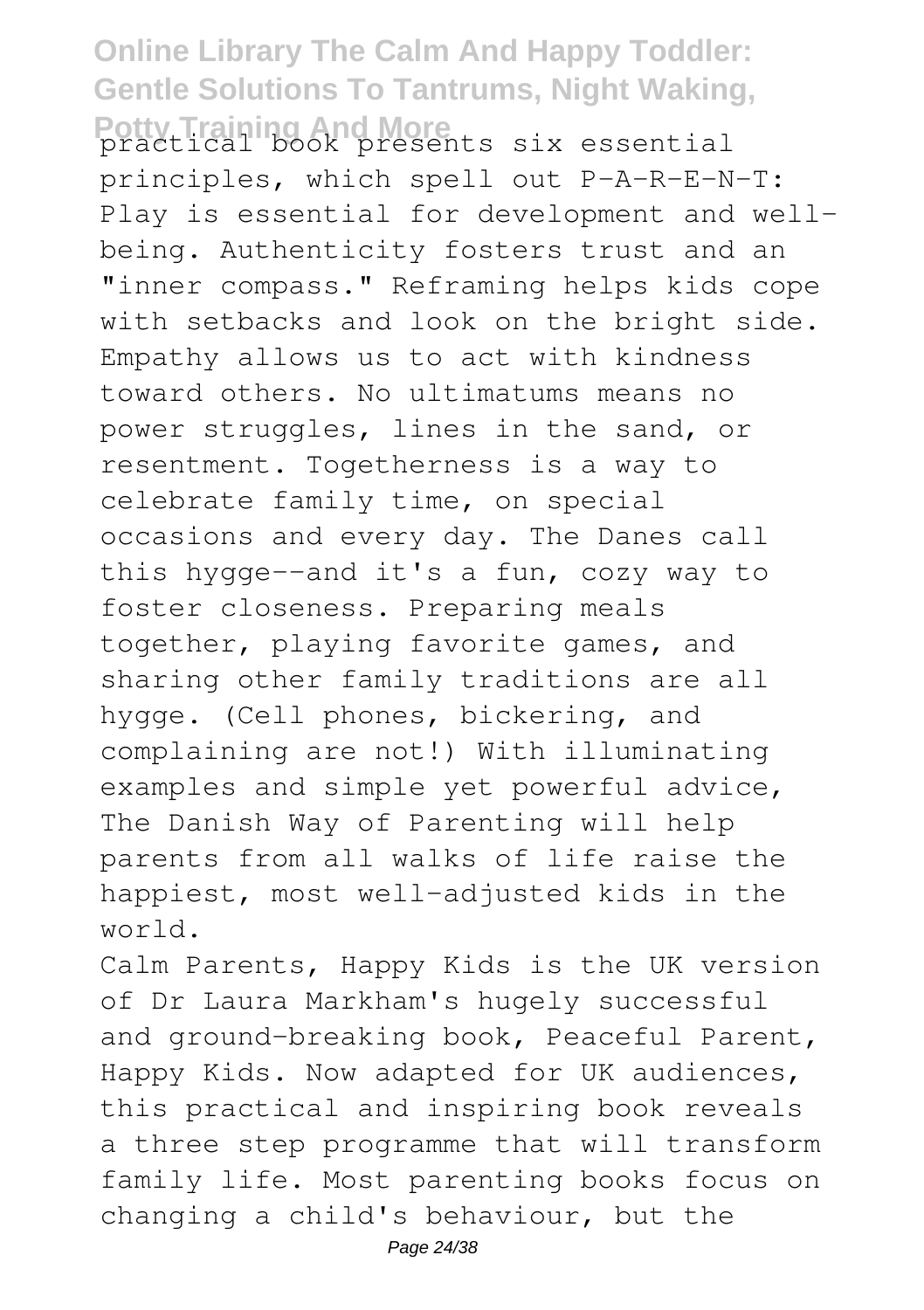practical book presents six essential principles, which spell out P-A-R-E-N-T: Play is essential for development and well-being. Authenticity fosters trust and an "inner compass." Reframing helps kids cope with setbacks and look on the bright side. Empathy allows us to act with kindness toward others. No ultimatums means no power struggles, lines in the sand, or resentment. Togetherness is a way to celebrate family time, on special occasions and every day. The Danes call this hygge--and it's a fun, cozy way to foster closeness. Preparing meals together, playing favorite games, and sharing other family traditions are all hygge. (Cell phones, bickering, and complaining are not!) With illuminating examples and simple yet powerful advice, The Danish Way of Parenting will help parents from all walks of life raise the happiest, most well-adjusted kids in the world.

Calm Parents, Happy Kids is the UK version of Dr Laura Markham's hugely successful and ground-breaking book, Peaceful Parent, Happy Kids. Now adapted for UK audiences, this practical and inspiring book reveals a three step programme that will transform family life. Most parenting books focus on changing a child's behaviour, but the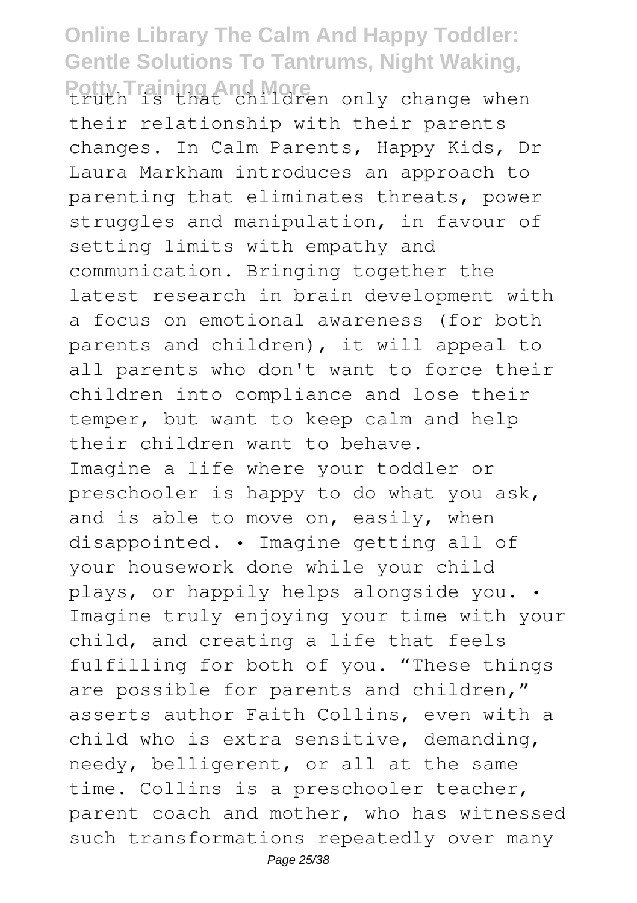truth is that children only change when their relationship with their parents changes. In Calm Parents, Happy Kids, Dr Laura Markham introduces an approach to parenting that eliminates threats, power struggles and manipulation, in favour of setting limits with empathy and communication. Bringing together the latest research in brain development with a focus on emotional awareness (for both parents and children), it will appeal to all parents who don't want to force their children into compliance and lose their temper, but want to keep calm and help their children want to behave.

Imagine a life where your toddler or preschooler is happy to do what you ask, and is able to move on, easily, when disappointed. • Imagine getting all of your housework done while your child plays, or happily helps alongside you. • Imagine truly enjoying your time with your child, and creating a life that feels fulfilling for both of you. "These things are possible for parents and children," asserts author Faith Collins, even with a child who is extra sensitive, demanding, needy, belligerent, or all at the same time. Collins is a preschooler teacher, parent coach and mother, who has witnessed such transformations repeatedly over many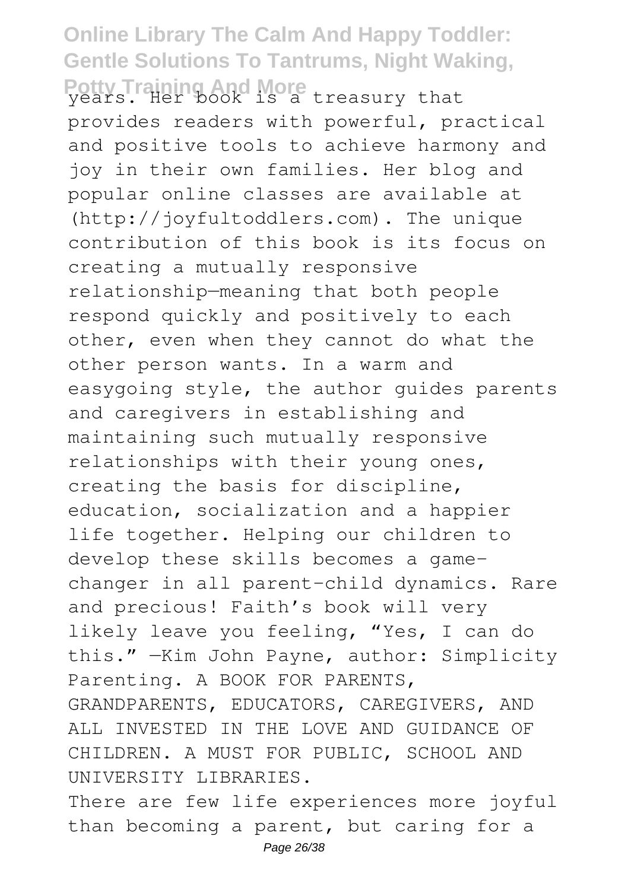years. Her book is a treasury that provides readers with powerful, practical and positive tools to achieve harmony and joy in their own families. Her blog and popular online classes are available at (http://joyfultoddlers.com). The unique contribution of this book is its focus on creating a mutually responsive relationship—meaning that both people respond quickly and positively to each other, even when they cannot do what the other person wants. In a warm and easygoing style, the author guides parents and caregivers in establishing and maintaining such mutually responsive relationships with their young ones, creating the basis for discipline, education, socialization and a happier life together. Helping our children to develop these skills becomes a game-changer in all parent-child dynamics. Rare and precious! Faith's book will very likely leave you feeling, "Yes, I can do this." —Kim John Payne, author: Simplicity Parenting. A BOOK FOR PARENTS, GRANDPARENTS, EDUCATORS, CAREGIVERS, AND ALL INVESTED IN THE LOVE AND GUIDANCE OF CHILDREN. A MUST FOR PUBLIC, SCHOOL AND UNIVERSITY LIBRARIES.

There are few life experiences more joyful than becoming a parent, but caring for a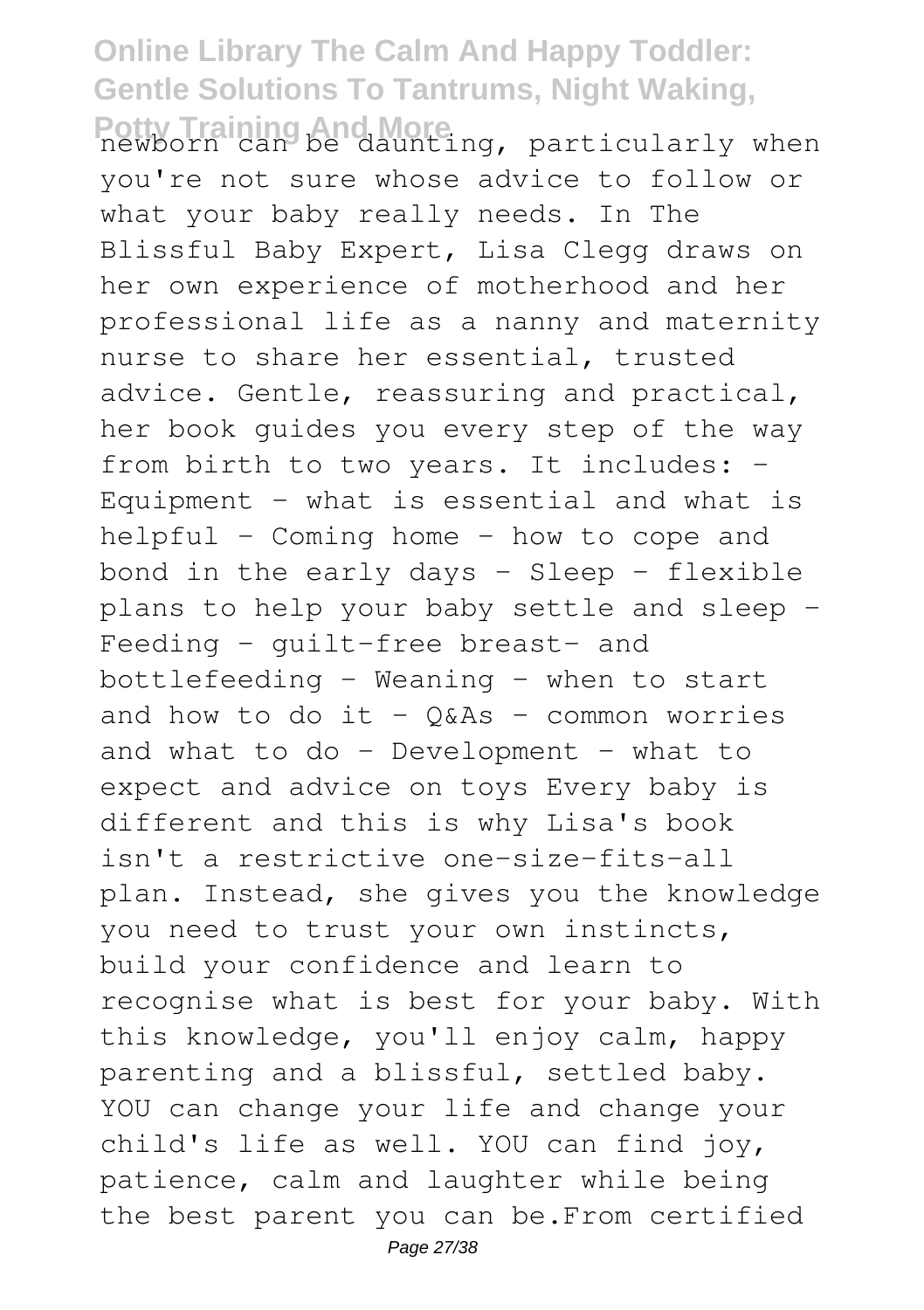newborn can be daunting, particularly when you're not sure whose advice to follow or what your baby really needs. In The Blissful Baby Expert, Lisa Clegg draws on her own experience of motherhood and her professional life as a nanny and maternity nurse to share her essential, trusted advice. Gentle, reassuring and practical, her book guides you every step of the way from birth to two years. It includes: - Equipment - what is essential and what is helpful - Coming home - how to cope and bond in the early days - Sleep - flexible plans to help your baby settle and sleep - Feeding - guilt-free breast- and bottlefeeding - Weaning - when to start and how to do it - Q&As - common worries and what to do - Development - what to expect and advice on toys Every baby is different and this is why Lisa's book isn't a restrictive one-size-fits-all plan. Instead, she gives you the knowledge you need to trust your own instincts, build your confidence and learn to recognise what is best for your baby. With this knowledge, you'll enjoy calm, happy parenting and a blissful, settled baby. YOU can change your life and change your child's life as well. YOU can find joy, patience, calm and laughter while being the best parent you can be.From certified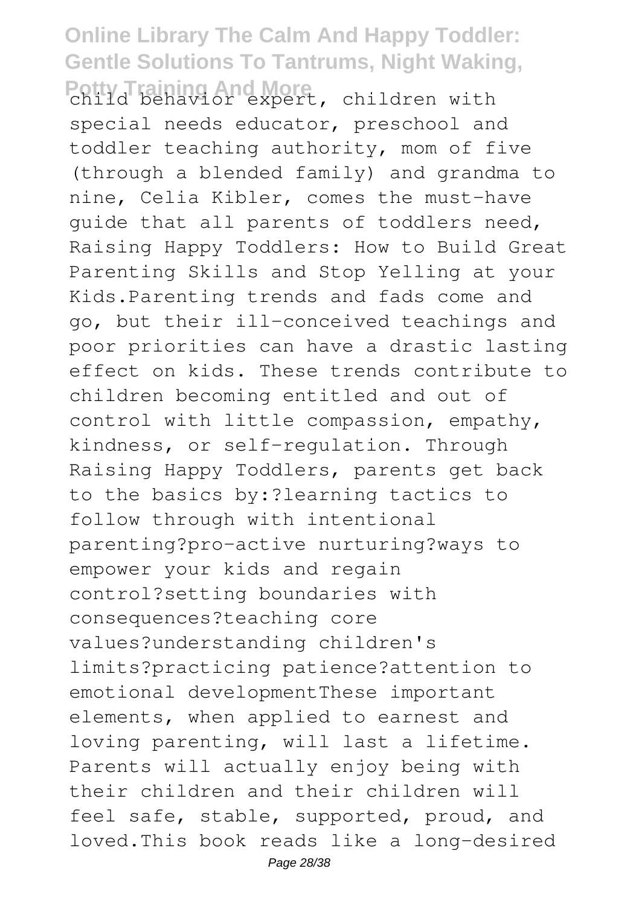child behavior expert, children with special needs educator, preschool and toddler teaching authority, mom of five (through a blended family) and grandma to nine, Celia Kibler, comes the must-have guide that all parents of toddlers need, Raising Happy Toddlers: How to Build Great Parenting Skills and Stop Yelling at your Kids.Parenting trends and fads come and go, but their ill-conceived teachings and poor priorities can have a drastic lasting effect on kids. These trends contribute to children becoming entitled and out of control with little compassion, empathy, kindness, or self-regulation. Through Raising Happy Toddlers, parents get back to the basics by:?learning tactics to follow through with intentional parenting?pro-active nurturing?ways to empower your kids and regain control?setting boundaries with consequences?teaching core values?understanding children's limits?practicing patience?attention to emotional developmentThese important elements, when applied to earnest and loving parenting, will last a lifetime. Parents will actually enjoy being with their children and their children will feel safe, stable, supported, proud, and loved.This book reads like a long-desired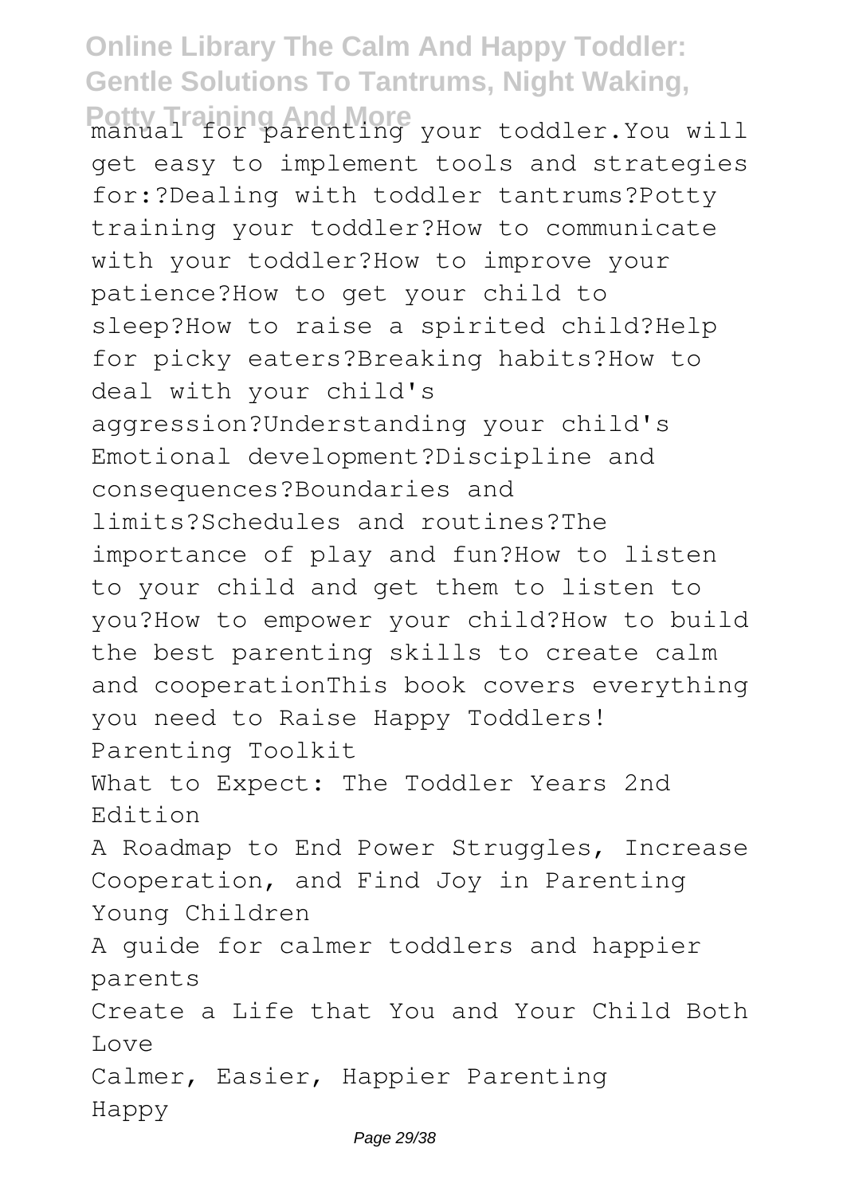manual for parenting your toddler.You will get easy to implement tools and strategies for:?Dealing with toddler tantrums?Potty training your toddler?How to communicate with your toddler?How to improve your patience?How to get your child to sleep?How to raise a spirited child?Help for picky eaters?Breaking habits?How to deal with your child's aggression?Understanding your child's Emotional development?Discipline and consequences?Boundaries and limits?Schedules and routines?The importance of play and fun?How to listen to your child and get them to listen to you?How to empower your child?How to build the best parenting skills to create calm and cooperationThis book covers everything you need to Raise Happy Toddlers!

Parenting Toolkit

What to Expect: The Toddler Years 2nd Edition

A Roadmap to End Power Struggles, Increase Cooperation, and Find Joy in Parenting Young Children

A guide for calmer toddlers and happier parents

Create a Life that You and Your Child Both Love

Calmer, Easier, Happier Parenting

Happy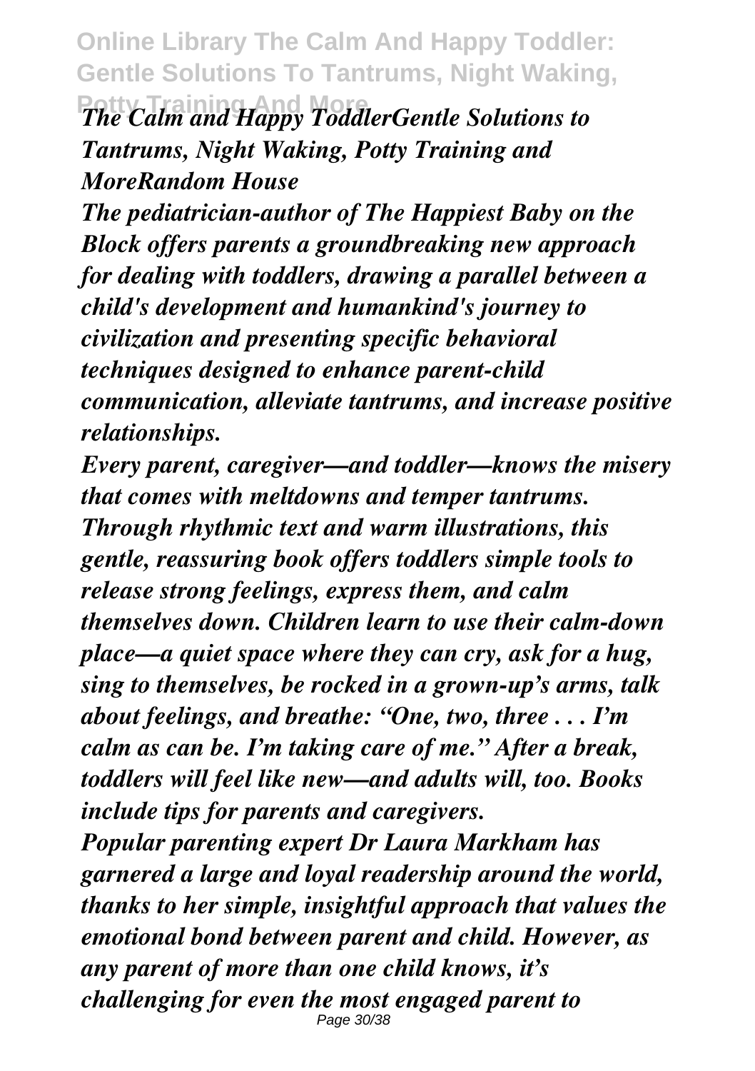*The Calm and Happy ToddlerGentle Solutions to Tantrums, Night Waking, Potty Training and MoreRandom House*

*The pediatrician-author of The Happiest Baby on the Block offers parents a groundbreaking new approach for dealing with toddlers, drawing a parallel between a child's development and humankind's journey to civilization and presenting specific behavioral techniques designed to enhance parent-child communication, alleviate tantrums, and increase positive relationships.*

*Every parent, caregiver—and toddler—knows the misery that comes with meltdowns and temper tantrums. Through rhythmic text and warm illustrations, this gentle, reassuring book offers toddlers simple tools to release strong feelings, express them, and calm themselves down. Children learn to use their calm-down place—a quiet space where they can cry, ask for a hug, sing to themselves, be rocked in a grown-up's arms, talk about feelings, and breathe: "One, two, three . . . I'm calm as can be. I'm taking care of me." After a break, toddlers will feel like new—and adults will, too. Books include tips for parents and caregivers.*

*Popular parenting expert Dr Laura Markham has garnered a large and loyal readership around the world, thanks to her simple, insightful approach that values the emotional bond between parent and child. However, as any parent of more than one child knows, it's challenging for even the most engaged parent to*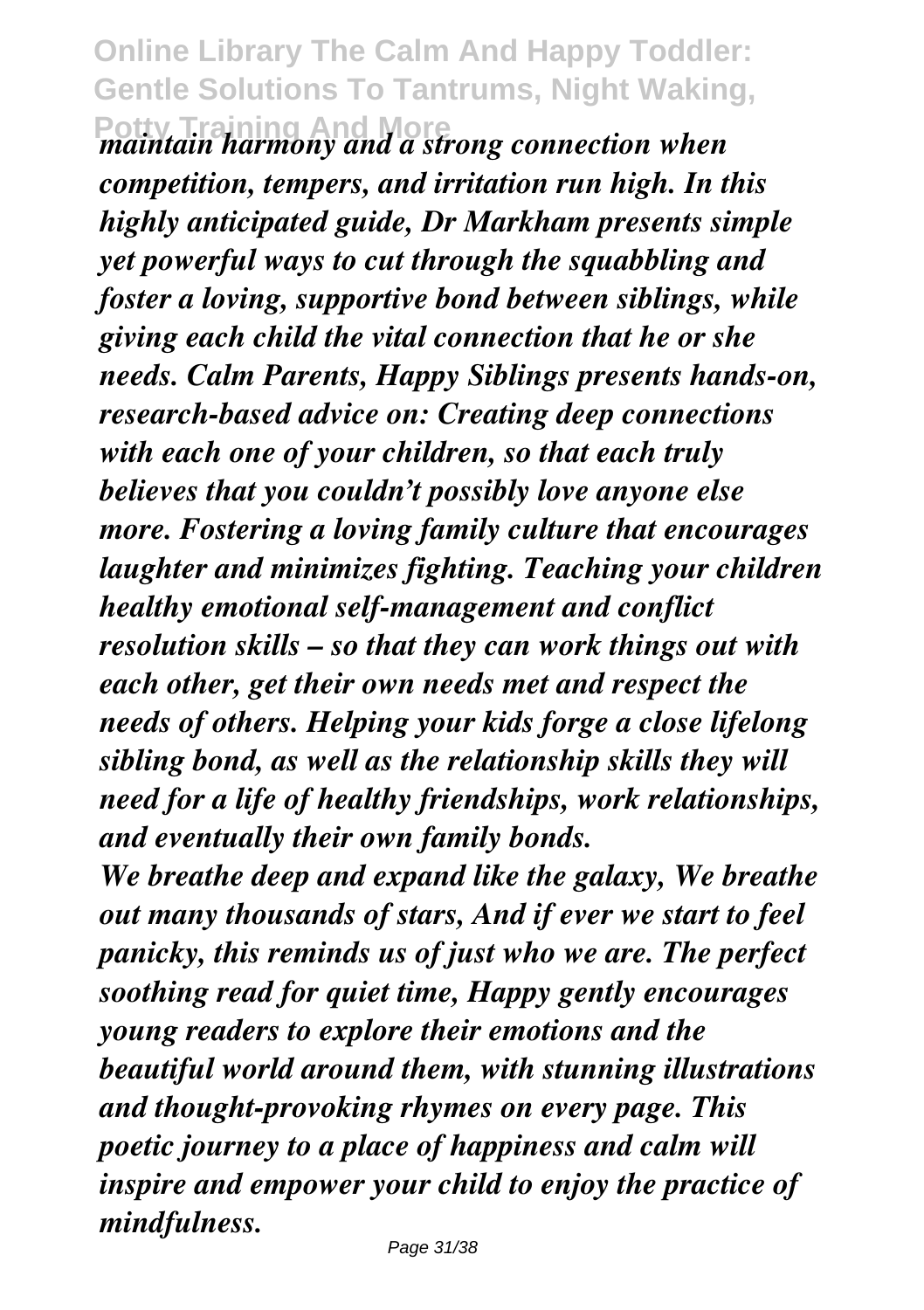*maintain harmony and a strong connection when competition, tempers, and irritation run high. In this highly anticipated guide, Dr Markham presents simple yet powerful ways to cut through the squabbling and foster a loving, supportive bond between siblings, while giving each child the vital connection that he or she needs. Calm Parents, Happy Siblings presents hands-on, research-based advice on: Creating deep connections with each one of your children, so that each truly believes that you couldn't possibly love anyone else more. Fostering a loving family culture that encourages laughter and minimizes fighting. Teaching your children healthy emotional self-management and conflict resolution skills – so that they can work things out with each other, get their own needs met and respect the needs of others. Helping your kids forge a close lifelong sibling bond, as well as the relationship skills they will need for a life of healthy friendships, work relationships, and eventually their own family bonds.*

*We breathe deep and expand like the galaxy, We breathe out many thousands of stars, And if ever we start to feel panicky, this reminds us of just who we are. The perfect soothing read for quiet time, Happy gently encourages young readers to explore their emotions and the beautiful world around them, with stunning illustrations and thought-provoking rhymes on every page. This poetic journey to a place of happiness and calm will inspire and empower your child to enjoy the practice of mindfulness.*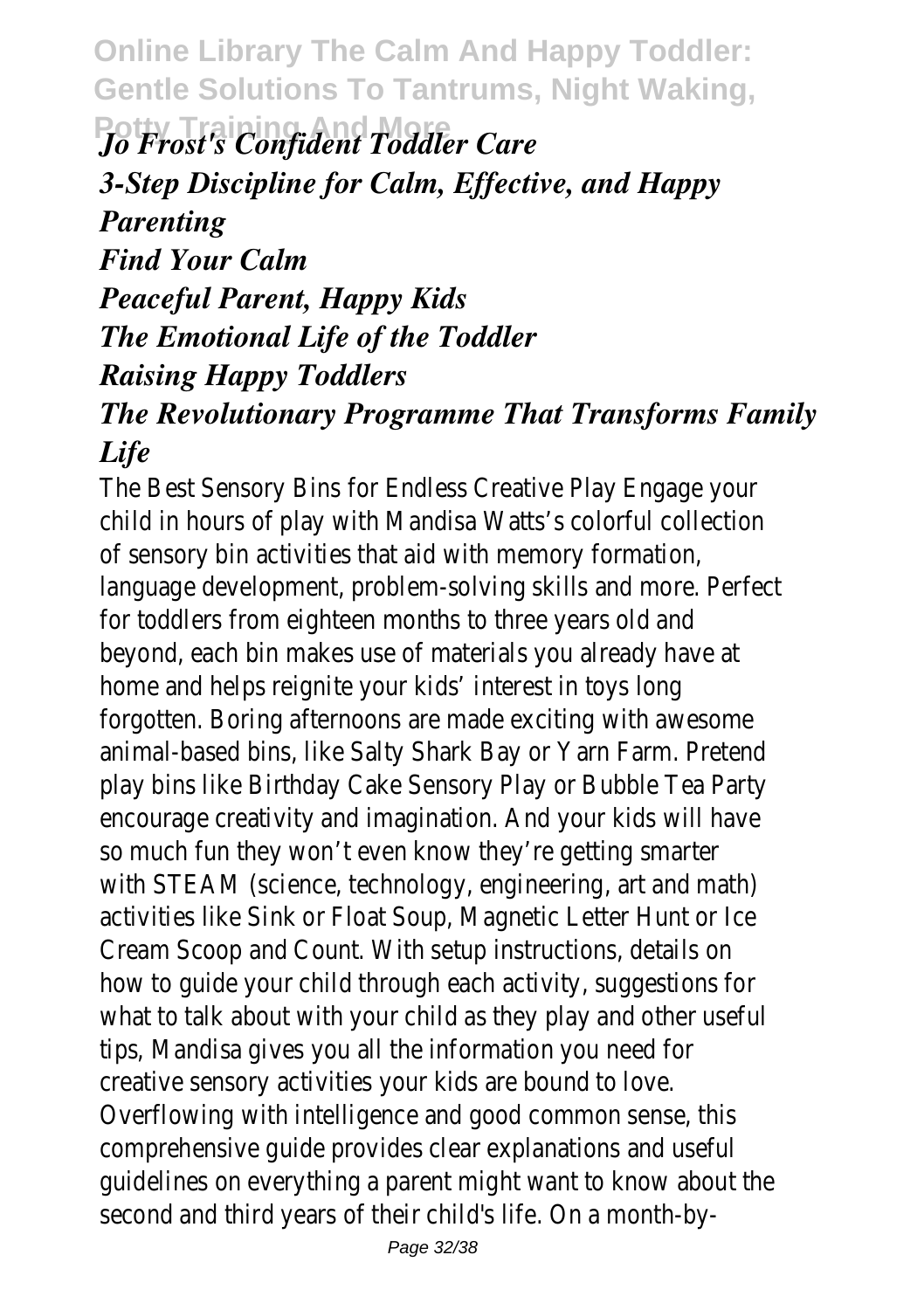*Jo Frost's Confident Toddler Care*

*3-Step Discipline for Calm, Effective, and Happy Parenting*

*Find Your Calm*

*Peaceful Parent, Happy Kids*

*The Emotional Life of the Toddler*

*Raising Happy Toddlers*

*The Revolutionary Programme That Transforms Family Life*

The Best Sensory Bins for Endless Creative Play Engage your child in hours of play with Mandisa Watts's colorful collection of sensory bin activities that aid with memory formation, language development, problem-solving skills and more. Perfect for toddlers from eighteen months to three years old and beyond, each bin makes use of materials you already have at home and helps reignite your kids' interest in toys long forgotten. Boring afternoons are made exciting with awesome animal-based bins, like Salty Shark Bay or Yarn Farm. Pretend play bins like Birthday Cake Sensory Play or Bubble Tea Party encourage creativity and imagination. And your kids will have so much fun they won't even know they're getting smarter with STEAM (science, technology, engineering, art and math) activities like Sink or Float Soup, Magnetic Letter Hunt or Ice Cream Scoop and Count. With setup instructions, details on how to guide your child through each activity, suggestions for what to talk about with your child as they play and other useful tips, Mandisa gives you all the information you need for creative sensory activities your kids are bound to love.

Overflowing with intelligence and good common sense, this comprehensive guide provides clear explanations and useful guidelines on everything a parent might want to know about the second and third years of their child's life. On a month-by-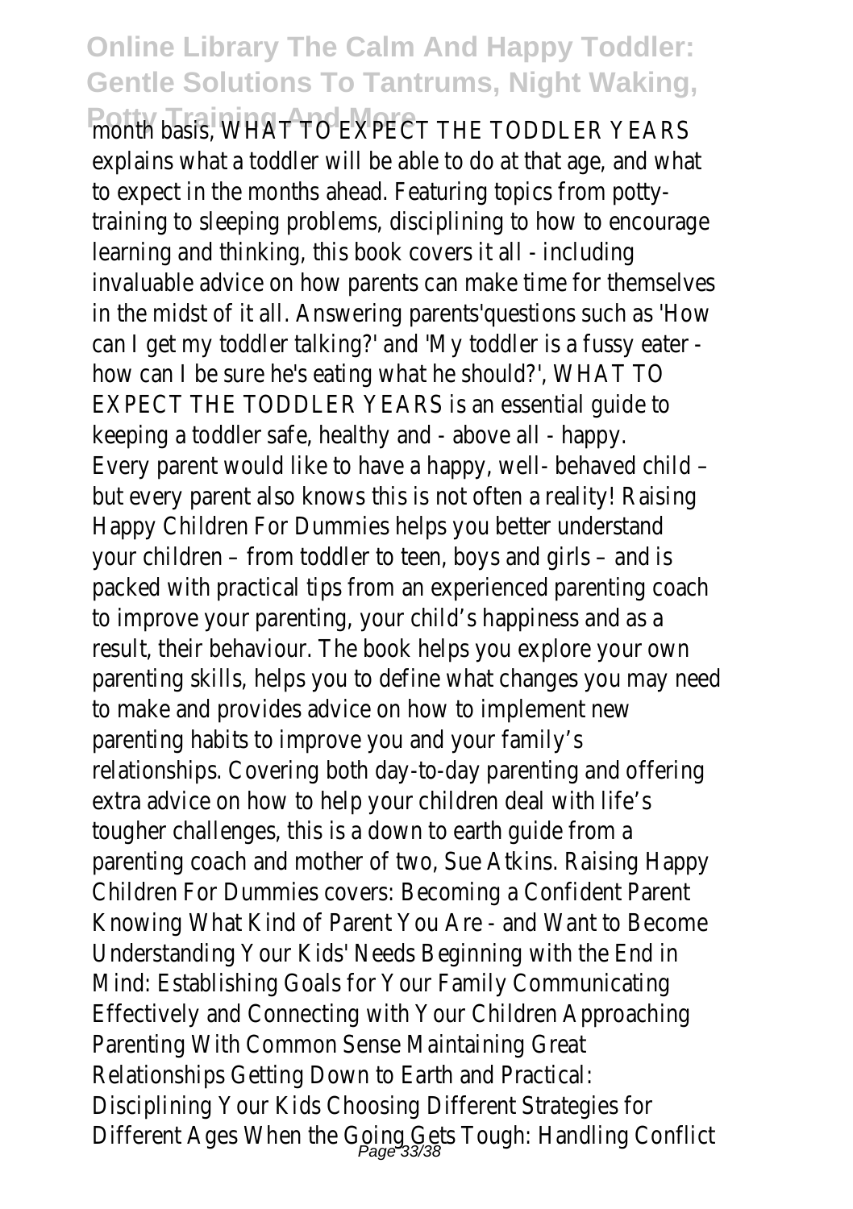month basis, WHAT TO EXPECT THE TODDLER YEARS explains what a toddler will be able to do at that age, and what to expect in the months ahead. Featuring topics from potty-training to sleeping problems, disciplining to how to encourage learning and thinking, this book covers it all - including invaluable advice on how parents can make time for themselves in the midst of it all. Answering parents'questions such as 'How can I get my toddler talking?' and 'My toddler is a fussy eater - how can I be sure he's eating what he should?', WHAT TO EXPECT THE TODDLER YEARS is an essential guide to keeping a toddler safe, healthy and - above all - happy.
Every parent would like to have a happy, well- behaved child – but every parent also knows this is not often a reality! Raising Happy Children For Dummies helps you better understand your children – from toddler to teen, boys and girls – and is packed with practical tips from an experienced parenting coach to improve your parenting, your child's happiness and as a result, their behaviour. The book helps you explore your own parenting skills, helps you to define what changes you may need to make and provides advice on how to implement new parenting habits to improve you and your family's relationships. Covering both day-to-day parenting and offering extra advice on how to help your children deal with life's tougher challenges, this is a down to earth guide from a parenting coach and mother of two, Sue Atkins. Raising Happy Children For Dummies covers: Becoming a Confident Parent Knowing What Kind of Parent You Are - and Want to Become Understanding Your Kids' Needs Beginning with the End in Mind: Establishing Goals for Your Family Communicating Effectively and Connecting with Your Children Approaching Parenting With Common Sense Maintaining Great Relationships Getting Down to Earth and Practical: Disciplining Your Kids Choosing Different Strategies for Different Ages When the Going Gets Tough: Handling Conflict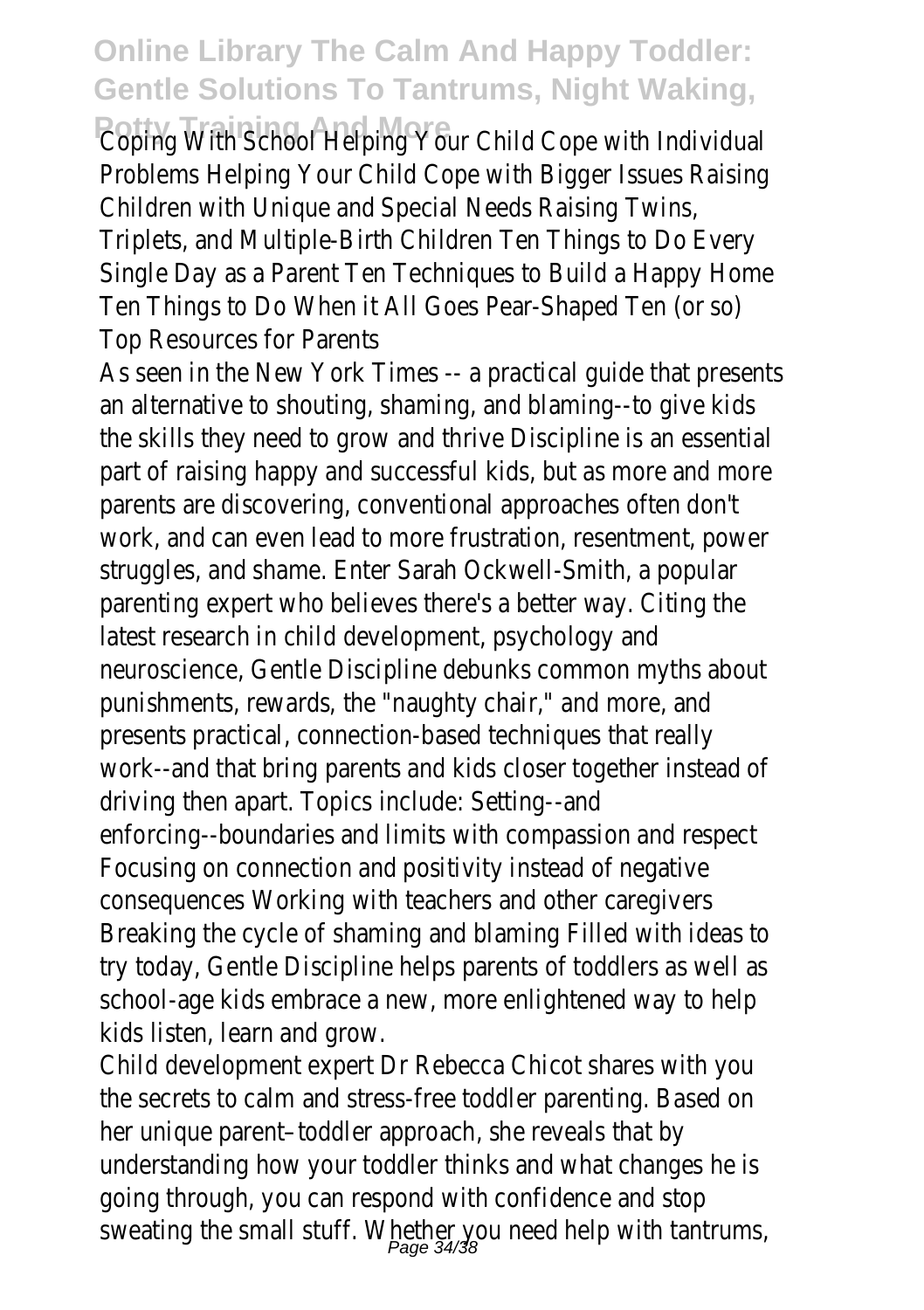Coping With School Helping Your Child Cope with Individual Problems Helping Your Child Cope with Bigger Issues Raising Children with Unique and Special Needs Raising Twins, Triplets, and Multiple-Birth Children Ten Things to Do Every Single Day as a Parent Ten Techniques to Build a Happy Home Ten Things to Do When it All Goes Pear-Shaped Ten (or so) Top Resources for Parents

As seen in the New York Times -- a practical guide that presents an alternative to shouting, shaming, and blaming--to give kids the skills they need to grow and thrive Discipline is an essential part of raising happy and successful kids, but as more and more parents are discovering, conventional approaches often don't work, and can even lead to more frustration, resentment, power struggles, and shame. Enter Sarah Ockwell-Smith, a popular parenting expert who believes there's a better way. Citing the latest research in child development, psychology and neuroscience, Gentle Discipline debunks common myths about punishments, rewards, the "naughty chair," and more, and presents practical, connection-based techniques that really work--and that bring parents and kids closer together instead of driving then apart. Topics include: Setting--and enforcing--boundaries and limits with compassion and respect Focusing on connection and positivity instead of negative consequences Working with teachers and other caregivers Breaking the cycle of shaming and blaming Filled with ideas to try today, Gentle Discipline helps parents of toddlers as well as school-age kids embrace a new, more enlightened way to help kids listen, learn and grow.

Child development expert Dr Rebecca Chicot shares with you the secrets to calm and stress-free toddler parenting. Based on her unique parent–toddler approach, she reveals that by understanding how your toddler thinks and what changes he is going through, you can respond with confidence and stop sweating the small stuff. Whether you need help with tantrums,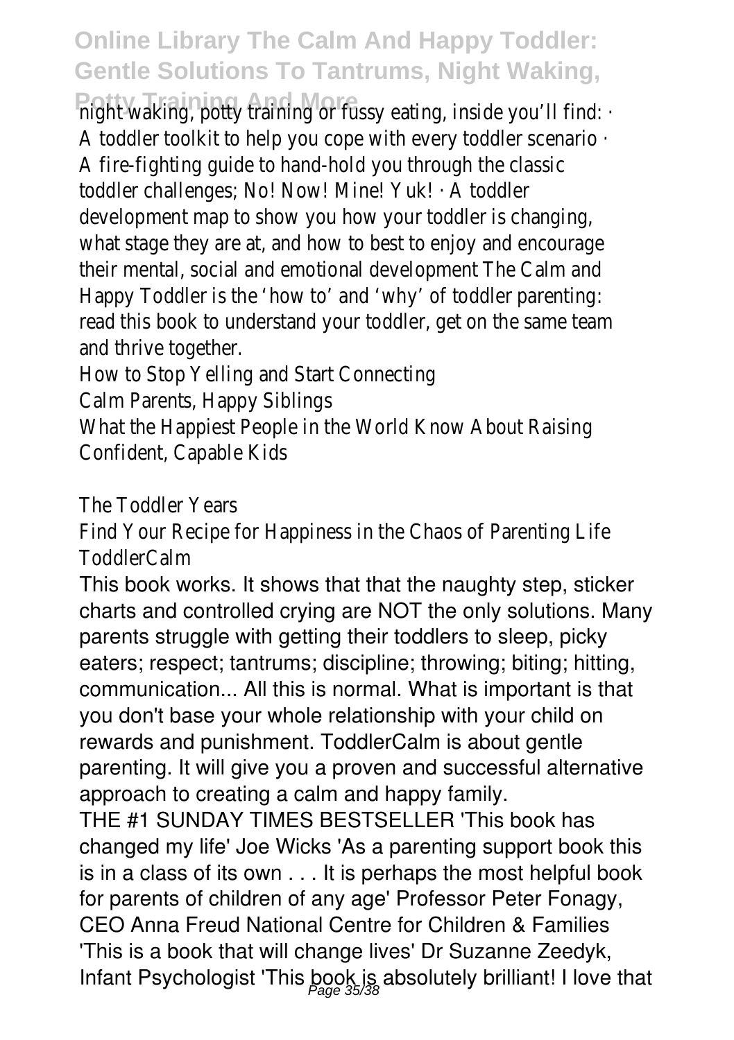night waking, potty training or fussy eating, inside you'll find: · A toddler toolkit to help you cope with every toddler scenario · A fire-fighting guide to hand-hold you through the classic toddler challenges; No! Now! Mine! Yuk! · A toddler development map to show you how your toddler is changing, what stage they are at, and how to best to enjoy and encourage their mental, social and emotional development The Calm and Happy Toddler is the 'how to' and 'why' of toddler parenting: read this book to understand your toddler, get on the same team and thrive together.

How to Stop Yelling and Start Connecting

Calm Parents, Happy Siblings

What the Happiest People in the World Know About Raising Confident, Capable Kids

The Toddler Years

Find Your Recipe for Happiness in the Chaos of Parenting Life

ToddlerCalm

This book works. It shows that that the naughty step, sticker charts and controlled crying are NOT the only solutions. Many parents struggle with getting their toddlers to sleep, picky eaters; respect; tantrums; discipline; throwing; biting; hitting, communication... All this is normal. What is important is that you don't base your whole relationship with your child on rewards and punishment. ToddlerCalm is about gentle parenting. It will give you a proven and successful alternative approach to creating a calm and happy family.

THE #1 SUNDAY TIMES BESTSELLER 'This book has changed my life' Joe Wicks 'As a parenting support book this is in a class of its own . . . It is perhaps the most helpful book for parents of children of any age' Professor Peter Fonagy, CEO Anna Freud National Centre for Children & Families 'This is a book that will change lives' Dr Suzanne Zeedyk, Infant Psychologist 'This book is absolutely brilliant! I love that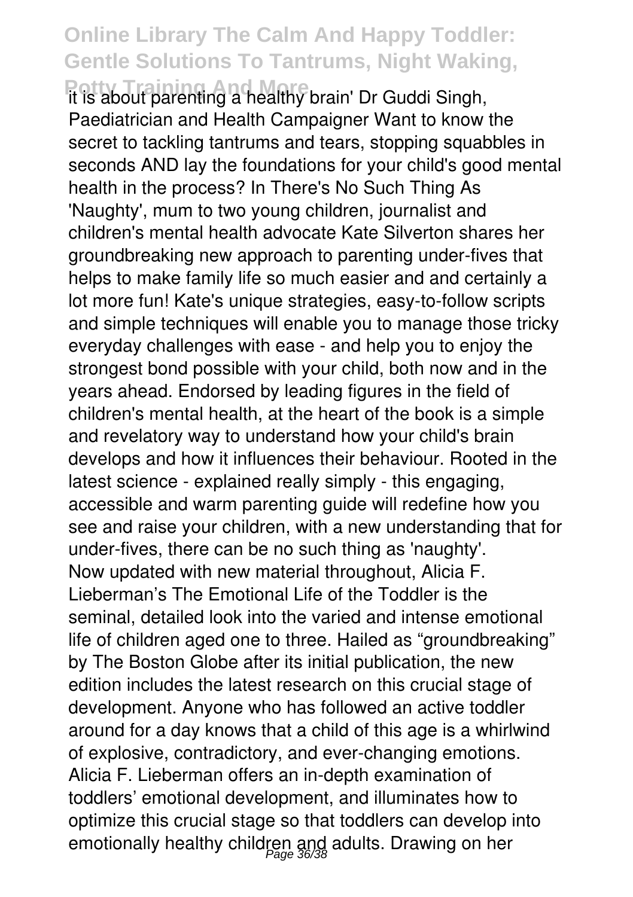it is about parenting a healthy brain' Dr Guddi Singh, Paediatrician and Health Campaigner Want to know the secret to tackling tantrums and tears, stopping squabbles in seconds AND lay the foundations for your child's good mental health in the process? In There's No Such Thing As 'Naughty', mum to two young children, journalist and children's mental health advocate Kate Silverton shares her groundbreaking new approach to parenting under-fives that helps to make family life so much easier and and certainly a lot more fun! Kate's unique strategies, easy-to-follow scripts and simple techniques will enable you to manage those tricky everyday challenges with ease - and help you to enjoy the strongest bond possible with your child, both now and in the years ahead. Endorsed by leading figures in the field of children's mental health, at the heart of the book is a simple and revelatory way to understand how your child's brain develops and how it influences their behaviour. Rooted in the latest science - explained really simply - this engaging, accessible and warm parenting guide will redefine how you see and raise your children, with a new understanding that for under-fives, there can be no such thing as 'naughty'.

Now updated with new material throughout, Alicia F. Lieberman's The Emotional Life of the Toddler is the seminal, detailed look into the varied and intense emotional life of children aged one to three. Hailed as "groundbreaking" by The Boston Globe after its initial publication, the new edition includes the latest research on this crucial stage of development. Anyone who has followed an active toddler around for a day knows that a child of this age is a whirlwind of explosive, contradictory, and ever-changing emotions. Alicia F. Lieberman offers an in-depth examination of toddlers' emotional development, and illuminates how to optimize this crucial stage so that toddlers can develop into emotionally healthy children and adults. Drawing on her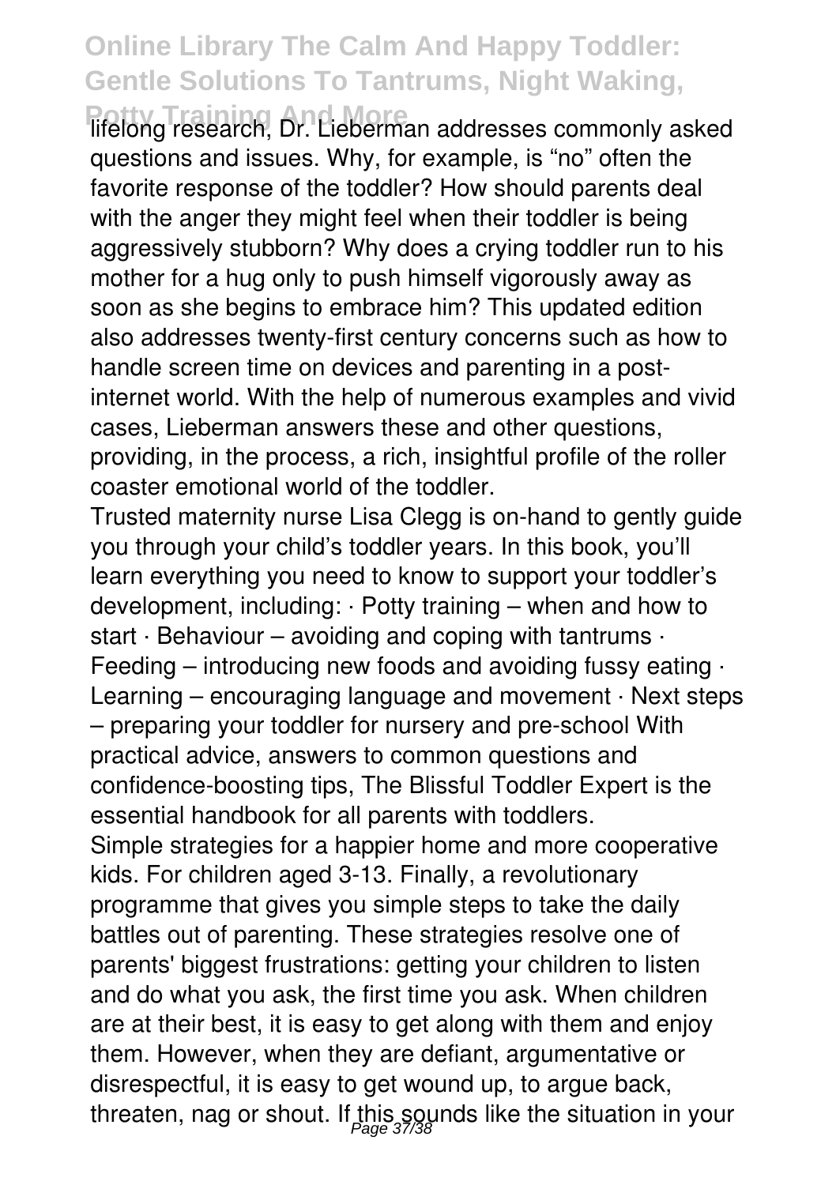lifelong research, Dr. Lieberman addresses commonly asked questions and issues. Why, for example, is "no" often the favorite response of the toddler? How should parents deal with the anger they might feel when their toddler is being aggressively stubborn? Why does a crying toddler run to his mother for a hug only to push himself vigorously away as soon as she begins to embrace him? This updated edition also addresses twenty-first century concerns such as how to handle screen time on devices and parenting in a post-internet world. With the help of numerous examples and vivid cases, Lieberman answers these and other questions, providing, in the process, a rich, insightful profile of the roller coaster emotional world of the toddler.

Trusted maternity nurse Lisa Clegg is on-hand to gently guide you through your child's toddler years. In this book, you'll learn everything you need to know to support your toddler's development, including: · Potty training – when and how to start · Behaviour – avoiding and coping with tantrums · Feeding – introducing new foods and avoiding fussy eating · Learning – encouraging language and movement · Next steps – preparing your toddler for nursery and pre-school With practical advice, answers to common questions and confidence-boosting tips, The Blissful Toddler Expert is the essential handbook for all parents with toddlers.

Simple strategies for a happier home and more cooperative kids. For children aged 3-13. Finally, a revolutionary programme that gives you simple steps to take the daily battles out of parenting. These strategies resolve one of parents' biggest frustrations: getting your children to listen and do what you ask, the first time you ask. When children are at their best, it is easy to get along with them and enjoy them. However, when they are defiant, argumentative or disrespectful, it is easy to get wound up, to argue back, threaten, nag or shout. If this sounds like the situation in your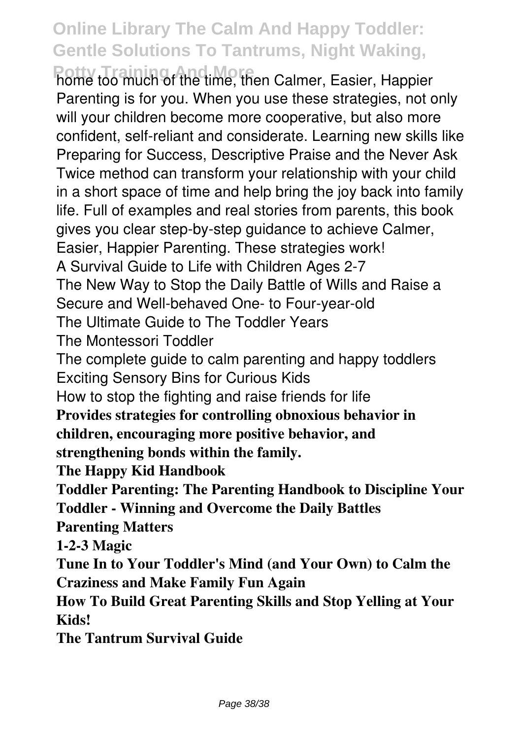home too much of the time, then Calmer, Easier, Happier Parenting is for you. When you use these strategies, not only will your children become more cooperative, but also more confident, self-reliant and considerate. Learning new skills like Preparing for Success, Descriptive Praise and the Never Ask Twice method can transform your relationship with your child in a short space of time and help bring the joy back into family life. Full of examples and real stories from parents, this book gives you clear step-by-step guidance to achieve Calmer, Easier, Happier Parenting. These strategies work!

A Survival Guide to Life with Children Ages 2-7
The New Way to Stop the Daily Battle of Wills and Raise a Secure and Well-behaved One- to Four-year-old
The Ultimate Guide to The Toddler Years
The Montessori Toddler
The complete guide to calm parenting and happy toddlers
Exciting Sensory Bins for Curious Kids
How to stop the fighting and raise friends for life

**Provides strategies for controlling obnoxious behavior in children, encouraging more positive behavior, and strengthening bonds within the family.**

**The Happy Kid Handbook**
**Toddler Parenting: The Parenting Handbook to Discipline Your Toddler - Winning and Overcome the Daily Battles**
**Parenting Matters**
**1-2-3 Magic**
**Tune In to Your Toddler's Mind (and Your Own) to Calm the Craziness and Make Family Fun Again**
**How To Build Great Parenting Skills and Stop Yelling at Your Kids!**
**The Tantrum Survival Guide**